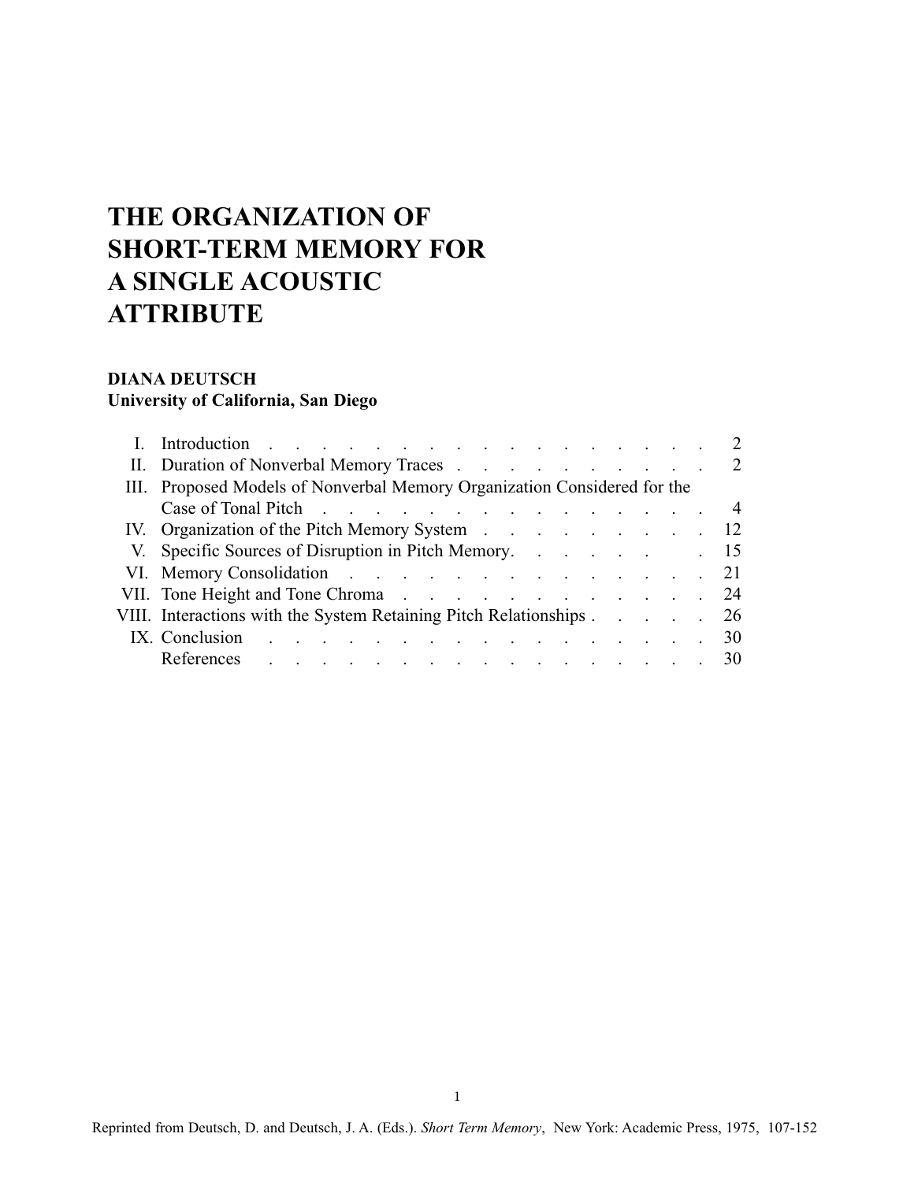# THE ORGANIZATION OF SHORT-TERM MEMORY FOR A SINGLE ACOUSTIC ATTRIBUTE

**DIANA DEUTSCH**
**University of California, San Diego**

| | | |
|---|---|---|
| I. | Introduction | 2 |
| II. | Duration of Nonverbal Memory Traces | 2 |
| III. | Proposed Models of Nonverbal Memory Organization Considered for the Case of Tonal Pitch | 4 |
| IV. | Organization of the Pitch Memory System | 12 |
| V. | Specific Sources of Disruption in Pitch Memory | 15 |
| VI. | Memory Consolidation | 21 |
| VII. | Tone Height and Tone Chroma | 24 |
| VIII. | Interactions with the System Retaining Pitch Relationships | 26 |
| IX. | Conclusion | 30 |
| | References | 30 |

Reprinted from Deutsch, D. and Deutsch, J. A. (Eds.). *Short Term Memory*, New York: Academic Press, 1975, 107-152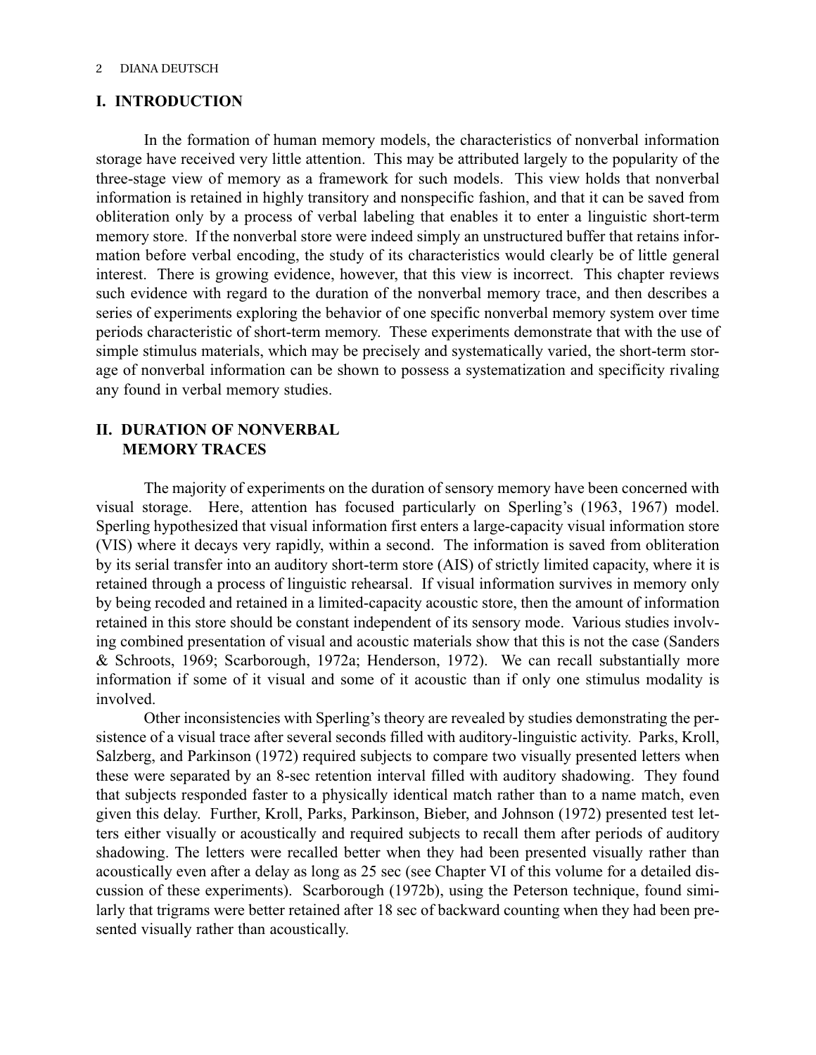## I. INTRODUCTION

In the formation of human memory models, the characteristics of nonverbal information storage have received very little attention. This may be attributed largely to the popularity of the three-stage view of memory as a framework for such models. This view holds that nonverbal information is retained in highly transitory and nonspecific fashion, and that it can be saved from obliteration only by a process of verbal labeling that enables it to enter a linguistic short-term memory store. If the nonverbal store were indeed simply an unstructured buffer that retains information before verbal encoding, the study of its characteristics would clearly be of little general interest. There is growing evidence, however, that this view is incorrect. This chapter reviews such evidence with regard to the duration of the nonverbal memory trace, and then describes a series of experiments exploring the behavior of one specific nonverbal memory system over time periods characteristic of short-term memory. These experiments demonstrate that with the use of simple stimulus materials, which may be precisely and systematically varied, the short-term storage of nonverbal information can be shown to possess a systematization and specificity rivaling any found in verbal memory studies.

## II. DURATION OF NONVERBAL MEMORY TRACES

The majority of experiments on the duration of sensory memory have been concerned with visual storage. Here, attention has focused particularly on Sperling's (1963, 1967) model. Sperling hypothesized that visual information first enters a large-capacity visual information store (VIS) where it decays very rapidly, within a second. The information is saved from obliteration by its serial transfer into an auditory short-term store (AIS) of strictly limited capacity, where it is retained through a process of linguistic rehearsal. If visual information survives in memory only by being recoded and retained in a limited-capacity acoustic store, then the amount of information retained in this store should be constant independent of its sensory mode. Various studies involving combined presentation of visual and acoustic materials show that this is not the case (Sanders & Schroots, 1969; Scarborough, 1972a; Henderson, 1972). We can recall substantially more information if some of it visual and some of it acoustic than if only one stimulus modality is involved.

Other inconsistencies with Sperling's theory are revealed by studies demonstrating the persistence of a visual trace after several seconds filled with auditory-linguistic activity. Parks, Kroll, Salzberg, and Parkinson (1972) required subjects to compare two visually presented letters when these were separated by an 8-sec retention interval filled with auditory shadowing. They found that subjects responded faster to a physically identical match rather than to a name match, even given this delay. Further, Kroll, Parks, Parkinson, Bieber, and Johnson (1972) presented test letters either visually or acoustically and required subjects to recall them after periods of auditory shadowing. The letters were recalled better when they had been presented visually rather than acoustically even after a delay as long as 25 sec (see Chapter VI of this volume for a detailed discussion of these experiments). Scarborough (1972b), using the Peterson technique, found similarly that trigrams were better retained after 18 sec of backward counting when they had been presented visually rather than acoustically.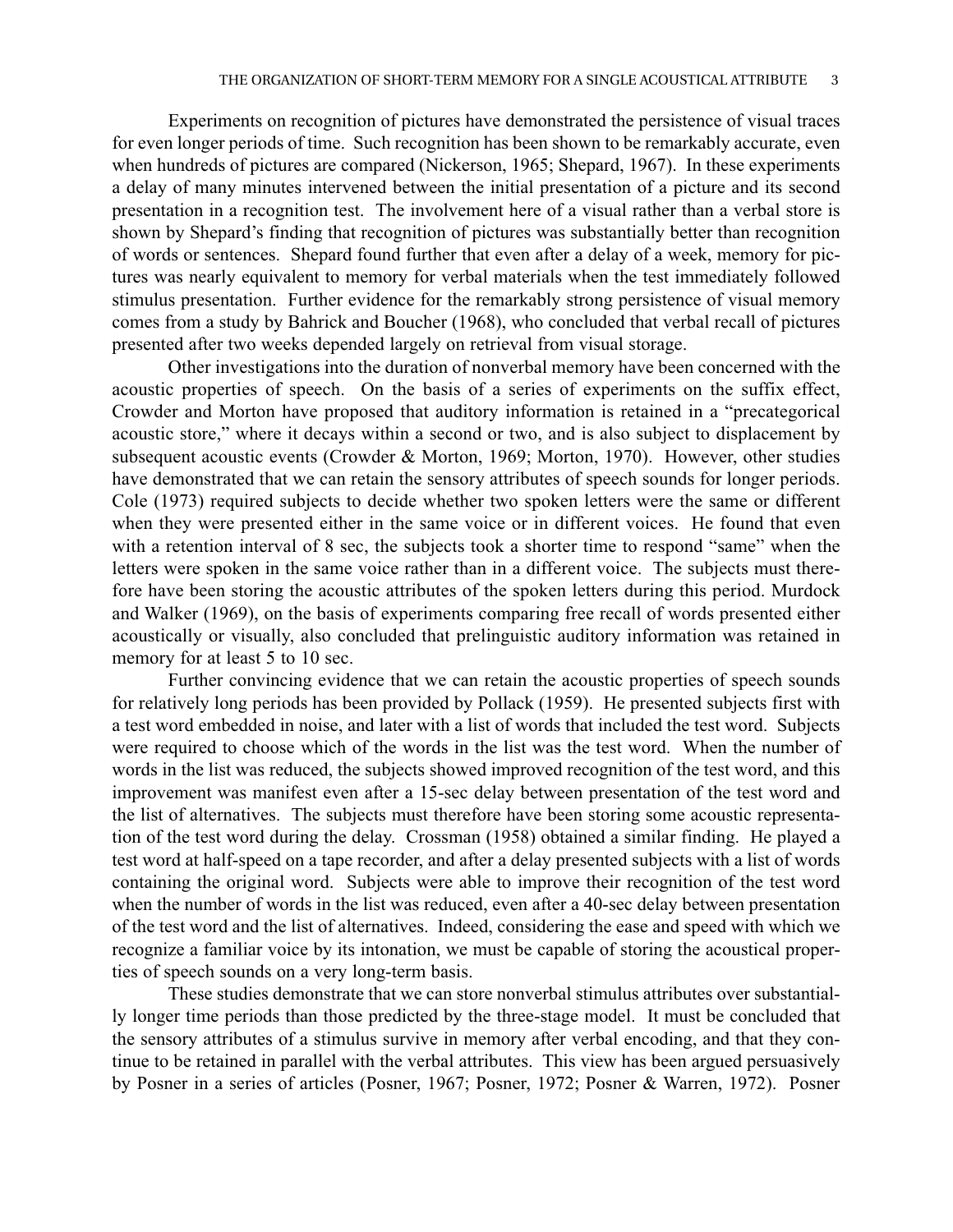Experiments on recognition of pictures have demonstrated the persistence of visual traces for even longer periods of time. Such recognition has been shown to be remarkably accurate, even when hundreds of pictures are compared (Nickerson, 1965; Shepard, 1967). In these experiments a delay of many minutes intervened between the initial presentation of a picture and its second presentation in a recognition test. The involvement here of a visual rather than a verbal store is shown by Shepard's finding that recognition of pictures was substantially better than recognition of words or sentences. Shepard found further that even after a delay of a week, memory for pictures was nearly equivalent to memory for verbal materials when the test immediately followed stimulus presentation. Further evidence for the remarkably strong persistence of visual memory comes from a study by Bahrick and Boucher (1968), who concluded that verbal recall of pictures presented after two weeks depended largely on retrieval from visual storage.

Other investigations into the duration of nonverbal memory have been concerned with the acoustic properties of speech. On the basis of a series of experiments on the suffix effect, Crowder and Morton have proposed that auditory information is retained in a "precategorical acoustic store," where it decays within a second or two, and is also subject to displacement by subsequent acoustic events (Crowder & Morton, 1969; Morton, 1970). However, other studies have demonstrated that we can retain the sensory attributes of speech sounds for longer periods. Cole (1973) required subjects to decide whether two spoken letters were the same or different when they were presented either in the same voice or in different voices. He found that even with a retention interval of 8 sec, the subjects took a shorter time to respond "same" when the letters were spoken in the same voice rather than in a different voice. The subjects must therefore have been storing the acoustic attributes of the spoken letters during this period. Murdock and Walker (1969), on the basis of experiments comparing free recall of words presented either acoustically or visually, also concluded that prelinguistic auditory information was retained in memory for at least 5 to 10 sec.

Further convincing evidence that we can retain the acoustic properties of speech sounds for relatively long periods has been provided by Pollack (1959). He presented subjects first with a test word embedded in noise, and later with a list of words that included the test word. Subjects were required to choose which of the words in the list was the test word. When the number of words in the list was reduced, the subjects showed improved recognition of the test word, and this improvement was manifest even after a 15-sec delay between presentation of the test word and the list of alternatives. The subjects must therefore have been storing some acoustic representation of the test word during the delay. Crossman (1958) obtained a similar finding. He played a test word at half-speed on a tape recorder, and after a delay presented subjects with a list of words containing the original word. Subjects were able to improve their recognition of the test word when the number of words in the list was reduced, even after a 40-sec delay between presentation of the test word and the list of alternatives. Indeed, considering the ease and speed with which we recognize a familiar voice by its intonation, we must be capable of storing the acoustical properties of speech sounds on a very long-term basis.

These studies demonstrate that we can store nonverbal stimulus attributes over substantially longer time periods than those predicted by the three-stage model. It must be concluded that the sensory attributes of a stimulus survive in memory after verbal encoding, and that they continue to be retained in parallel with the verbal attributes. This view has been argued persuasively by Posner in a series of articles (Posner, 1967; Posner, 1972; Posner & Warren, 1972). Posner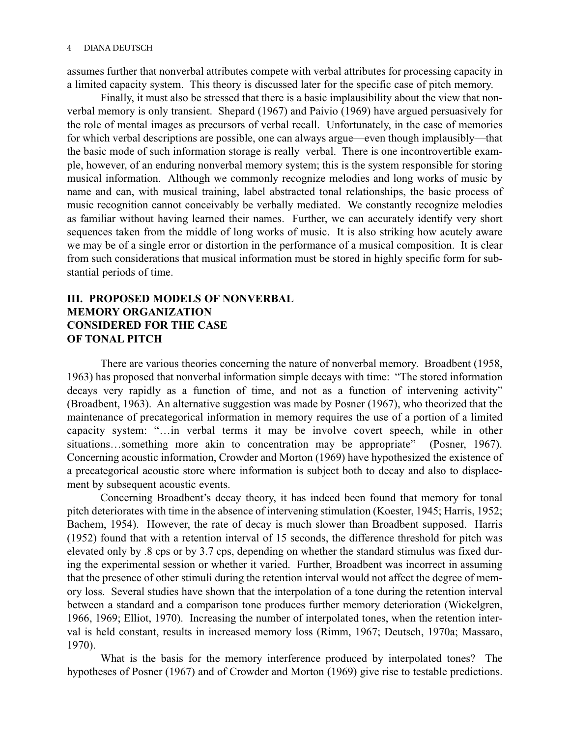assumes further that nonverbal attributes compete with verbal attributes for processing capacity in a limited capacity system. This theory is discussed later for the specific case of pitch memory.

Finally, it must also be stressed that there is a basic implausibility about the view that non-verbal memory is only transient. Shepard (1967) and Paivio (1969) have argued persuasively for the role of mental images as precursors of verbal recall. Unfortunately, in the case of memories for which verbal descriptions are possible, one can always argue—even though implausibly—that the basic mode of such information storage is really verbal. There is one incontrovertible example, however, of an enduring nonverbal memory system; this is the system responsible for storing musical information. Although we commonly recognize melodies and long works of music by name and can, with musical training, label abstracted tonal relationships, the basic process of music recognition cannot conceivably be verbally mediated. We constantly recognize melodies as familiar without having learned their names. Further, we can accurately identify very short sequences taken from the middle of long works of music. It is also striking how acutely aware we may be of a single error or distortion in the performance of a musical composition. It is clear from such considerations that musical information must be stored in highly specific form for substantial periods of time.

## III. PROPOSED MODELS OF NONVERBAL MEMORY ORGANIZATION CONSIDERED FOR THE CASE OF TONAL PITCH

There are various theories concerning the nature of nonverbal memory. Broadbent (1958, 1963) has proposed that nonverbal information simple decays with time: "The stored information decays very rapidly as a function of time, and not as a function of intervening activity" (Broadbent, 1963). An alternative suggestion was made by Posner (1967), who theorized that the maintenance of precategorical information in memory requires the use of a portion of a limited capacity system: "…in verbal terms it may be involve covert speech, while in other situations…something more akin to concentration may be appropriate" (Posner, 1967). Concerning acoustic information, Crowder and Morton (1969) have hypothesized the existence of a precategorical acoustic store where information is subject both to decay and also to displacement by subsequent acoustic events.

Concerning Broadbent's decay theory, it has indeed been found that memory for tonal pitch deteriorates with time in the absence of intervening stimulation (Koester, 1945; Harris, 1952; Bachem, 1954). However, the rate of decay is much slower than Broadbent supposed. Harris (1952) found that with a retention interval of 15 seconds, the difference threshold for pitch was elevated only by .8 cps or by 3.7 cps, depending on whether the standard stimulus was fixed during the experimental session or whether it varied. Further, Broadbent was incorrect in assuming that the presence of other stimuli during the retention interval would not affect the degree of memory loss. Several studies have shown that the interpolation of a tone during the retention interval between a standard and a comparison tone produces further memory deterioration (Wickelgren, 1966, 1969; Elliot, 1970). Increasing the number of interpolated tones, when the retention interval is held constant, results in increased memory loss (Rimm, 1967; Deutsch, 1970a; Massaro, 1970).

What is the basis for the memory interference produced by interpolated tones? The hypotheses of Posner (1967) and of Crowder and Morton (1969) give rise to testable predictions.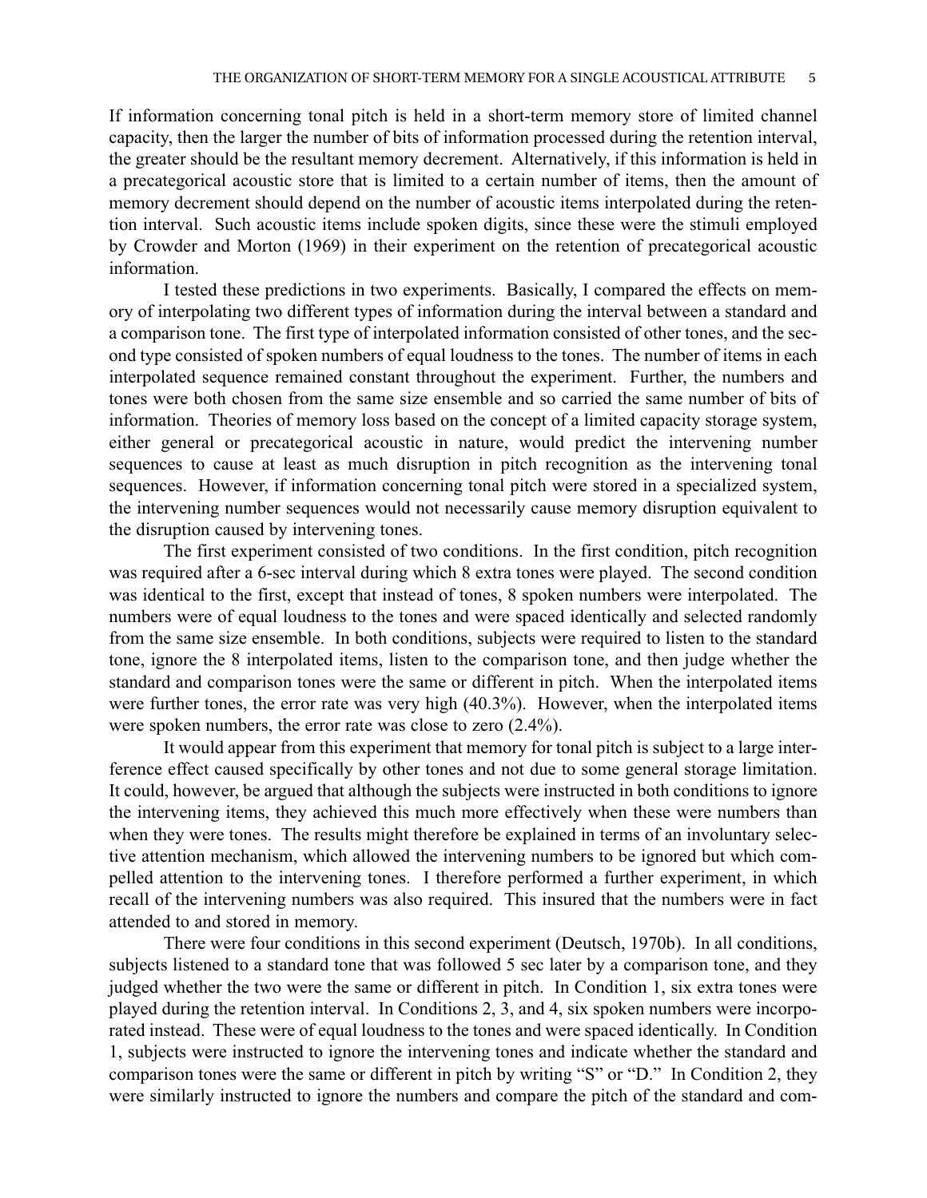If information concerning tonal pitch is held in a short-term memory store of limited channel capacity, then the larger the number of bits of information processed during the retention interval, the greater should be the resultant memory decrement. Alternatively, if this information is held in a precategorical acoustic store that is limited to a certain number of items, then the amount of memory decrement should depend on the number of acoustic items interpolated during the retention interval. Such acoustic items include spoken digits, since these were the stimuli employed by Crowder and Morton (1969) in their experiment on the retention of precategorical acoustic information.

I tested these predictions in two experiments. Basically, I compared the effects on memory of interpolating two different types of information during the interval between a standard and a comparison tone. The first type of interpolated information consisted of other tones, and the second type consisted of spoken numbers of equal loudness to the tones. The number of items in each interpolated sequence remained constant throughout the experiment. Further, the numbers and tones were both chosen from the same size ensemble and so carried the same number of bits of information. Theories of memory loss based on the concept of a limited capacity storage system, either general or precategorical acoustic in nature, would predict the intervening number sequences to cause at least as much disruption in pitch recognition as the intervening tonal sequences. However, if information concerning tonal pitch were stored in a specialized system, the intervening number sequences would not necessarily cause memory disruption equivalent to the disruption caused by intervening tones.

The first experiment consisted of two conditions. In the first condition, pitch recognition was required after a 6-sec interval during which 8 extra tones were played. The second condition was identical to the first, except that instead of tones, 8 spoken numbers were interpolated. The numbers were of equal loudness to the tones and were spaced identically and selected randomly from the same size ensemble. In both conditions, subjects were required to listen to the standard tone, ignore the 8 interpolated items, listen to the comparison tone, and then judge whether the standard and comparison tones were the same or different in pitch. When the interpolated items were further tones, the error rate was very high (40.3%). However, when the interpolated items were spoken numbers, the error rate was close to zero (2.4%).

It would appear from this experiment that memory for tonal pitch is subject to a large interference effect caused specifically by other tones and not due to some general storage limitation. It could, however, be argued that although the subjects were instructed in both conditions to ignore the intervening items, they achieved this much more effectively when these were numbers than when they were tones. The results might therefore be explained in terms of an involuntary selective attention mechanism, which allowed the intervening numbers to be ignored but which compelled attention to the intervening tones. I therefore performed a further experiment, in which recall of the intervening numbers was also required. This insured that the numbers were in fact attended to and stored in memory.

There were four conditions in this second experiment (Deutsch, 1970b). In all conditions, subjects listened to a standard tone that was followed 5 sec later by a comparison tone, and they judged whether the two were the same or different in pitch. In Condition 1, six extra tones were played during the retention interval. In Conditions 2, 3, and 4, six spoken numbers were incorporated instead. These were of equal loudness to the tones and were spaced identically. In Condition 1, subjects were instructed to ignore the intervening tones and indicate whether the standard and comparison tones were the same or different in pitch by writing "S" or "D." In Condition 2, they were similarly instructed to ignore the numbers and compare the pitch of the standard and com-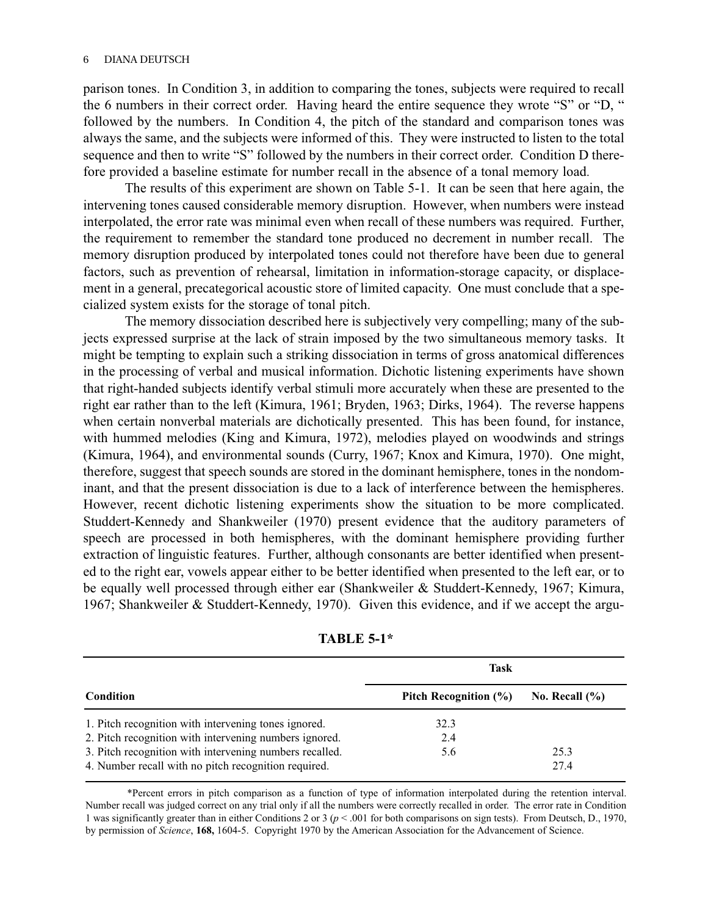parison tones. In Condition 3, in addition to comparing the tones, subjects were required to recall the 6 numbers in their correct order. Having heard the entire sequence they wrote "S" or "D, " followed by the numbers. In Condition 4, the pitch of the standard and comparison tones was always the same, and the subjects were informed of this. They were instructed to listen to the total sequence and then to write "S" followed by the numbers in their correct order. Condition D therefore provided a baseline estimate for number recall in the absence of a tonal memory load.

The results of this experiment are shown on Table 5-1. It can be seen that here again, the intervening tones caused considerable memory disruption. However, when numbers were instead interpolated, the error rate was minimal even when recall of these numbers was required. Further, the requirement to remember the standard tone produced no decrement in number recall. The memory disruption produced by interpolated tones could not therefore have been due to general factors, such as prevention of rehearsal, limitation in information-storage capacity, or displacement in a general, precategorical acoustic store of limited capacity. One must conclude that a specialized system exists for the storage of tonal pitch.

The memory dissociation described here is subjectively very compelling; many of the subjects expressed surprise at the lack of strain imposed by the two simultaneous memory tasks. It might be tempting to explain such a striking dissociation in terms of gross anatomical differences in the processing of verbal and musical information. Dichotic listening experiments have shown that right-handed subjects identify verbal stimuli more accurately when these are presented to the right ear rather than to the left (Kimura, 1961; Bryden, 1963; Dirks, 1964). The reverse happens when certain nonverbal materials are dichotically presented. This has been found, for instance, with hummed melodies (King and Kimura, 1972), melodies played on woodwinds and strings (Kimura, 1964), and environmental sounds (Curry, 1967; Knox and Kimura, 1970). One might, therefore, suggest that speech sounds are stored in the dominant hemisphere, tones in the nondominant, and that the present dissociation is due to a lack of interference between the hemispheres. However, recent dichotic listening experiments show the situation to be more complicated. Studdert-Kennedy and Shankweiler (1970) present evidence that the auditory parameters of speech are processed in both hemispheres, with the dominant hemisphere providing further extraction of linguistic features. Further, although consonants are better identified when presented to the right ear, vowels appear either to be better identified when presented to the left ear, or to be equally well processed through either ear (Shankweiler & Studdert-Kennedy, 1967; Kimura, 1967; Shankweiler & Studdert-Kennedy, 1970). Given this evidence, and if we accept the argu-

**TABLE 5-1***

| Condition | Task | |
|---|---|---|
| | **Pitch Recognition (%)** | **No. Recall (%)** |
| 1. Pitch recognition with intervening tones ignored. | 32.3 | |
| 2. Pitch recognition with intervening numbers ignored. | 2.4 | |
| 3. Pitch recognition with intervening numbers recalled. | 5.6 | 25.3 |
| 4. Number recall with no pitch recognition required. | | 27.4 |

*Percent errors in pitch comparison as a function of type of information interpolated during the retention interval. Number recall was judged correct on any trial only if all the numbers were correctly recalled in order. The error rate in Condition 1 was significantly greater than in either Conditions 2 or 3 ($p < .001$ for both comparisons on sign tests). From Deutsch, D., 1970, by permission of *Science*, **168,** 1604-5. Copyright 1970 by the American Association for the Advancement of Science.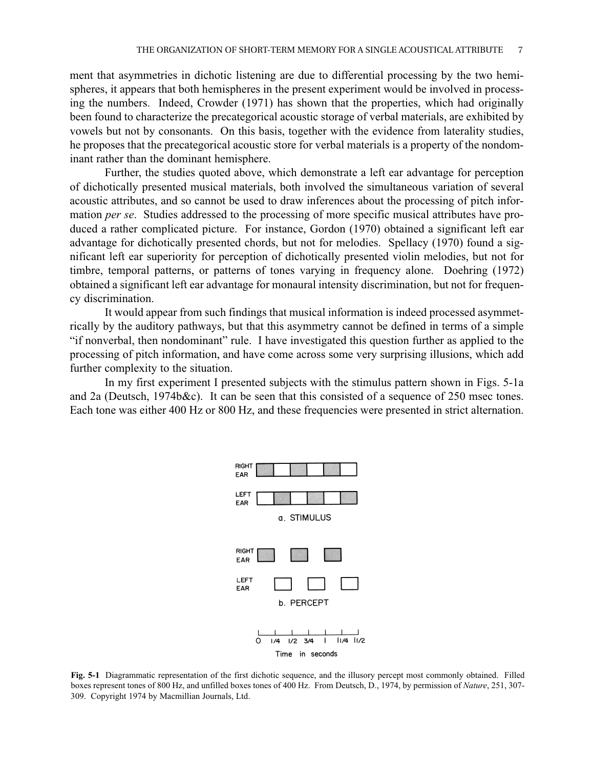ment that asymmetries in dichotic listening are due to differential processing by the two hemispheres, it appears that both hemispheres in the present experiment would be involved in processing the numbers. Indeed, Crowder (1971) has shown that the properties, which had originally been found to characterize the precategorical acoustic storage of verbal materials, are exhibited by vowels but not by consonants. On this basis, together with the evidence from laterality studies, he proposes that the precategorical acoustic store for verbal materials is a property of the nondominant rather than the dominant hemisphere.

Further, the studies quoted above, which demonstrate a left ear advantage for perception of dichotically presented musical materials, both involved the simultaneous variation of several acoustic attributes, and so cannot be used to draw inferences about the processing of pitch information *per se*. Studies addressed to the processing of more specific musical attributes have produced a rather complicated picture. For instance, Gordon (1970) obtained a significant left ear advantage for dichotically presented chords, but not for melodies. Spellacy (1970) found a significant left ear superiority for perception of dichotically presented violin melodies, but not for timbre, temporal patterns, or patterns of tones varying in frequency alone. Doehring (1972) obtained a significant left ear advantage for monaural intensity discrimination, but not for frequency discrimination.

It would appear from such findings that musical information is indeed processed asymmetrically by the auditory pathways, but that this asymmetry cannot be defined in terms of a simple "if nonverbal, then nondominant" rule. I have investigated this question further as applied to the processing of pitch information, and have come across some very surprising illusions, which add further complexity to the situation.

In my first experiment I presented subjects with the stimulus pattern shown in Figs. 5-1a and 2a (Deutsch, 1974b&c). It can be seen that this consisted of a sequence of 250 msec tones. Each tone was either 400 Hz or 800 Hz, and these frequencies were presented in strict alternation.

**Fig. 5-1** Diagrammatic representation of the first dichotic sequence, and the illusory percept most commonly obtained. Filled boxes represent tones of 800 Hz, and unfilled boxes tones of 400 Hz. From Deutsch, D., 1974, by permission of *Nature*, 251, 307-309. Copyright 1974 by Macmillian Journals, Ltd.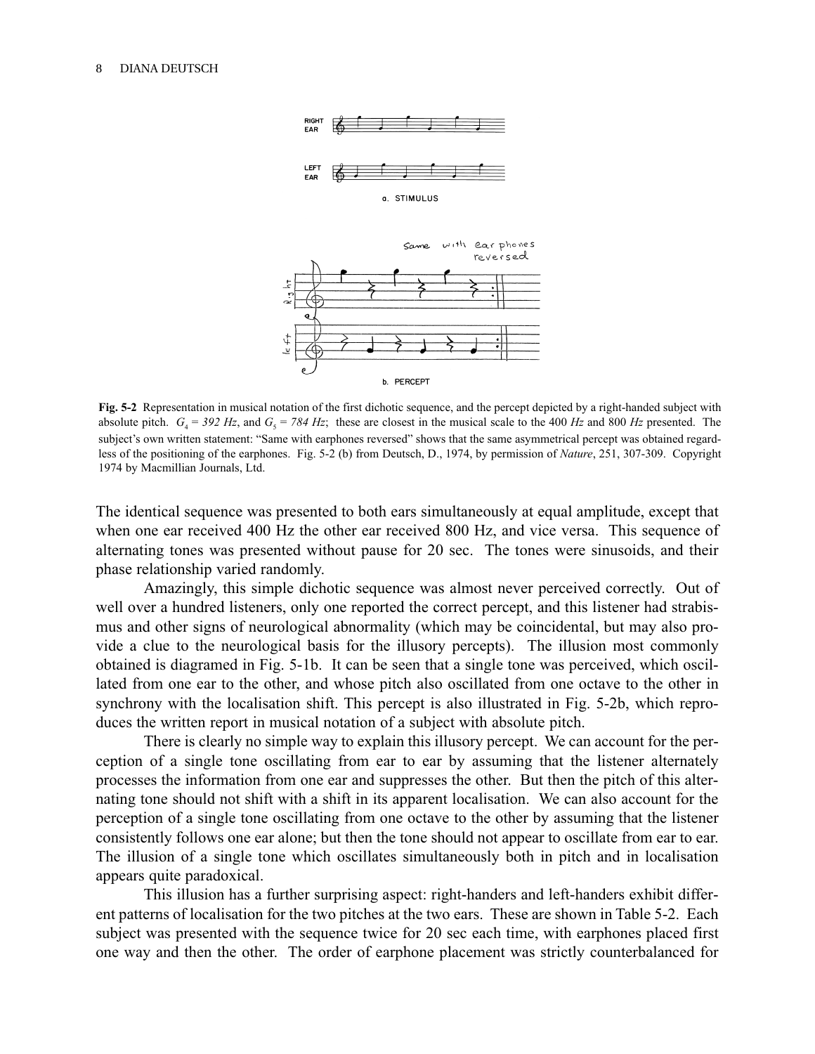**Fig. 5-2** Representation in musical notation of the first dichotic sequence, and the percept depicted by a right-handed subject with absolute pitch. $G_4$ = *392 Hz*, and $G_5$ = *784 Hz*; these are closest in the musical scale to the 400 *Hz* and 800 *Hz* presented. The subject's own written statement: "Same with earphones reversed" shows that the same asymmetrical percept was obtained regardless of the positioning of the earphones. Fig. 5-2 (b) from Deutsch, D., 1974, by permission of *Nature*, 251, 307-309. Copyright 1974 by Macmillian Journals, Ltd.

The identical sequence was presented to both ears simultaneously at equal amplitude, except that when one ear received 400 Hz the other ear received 800 Hz, and vice versa. This sequence of alternating tones was presented without pause for 20 sec. The tones were sinusoids, and their phase relationship varied randomly.

Amazingly, this simple dichotic sequence was almost never perceived correctly. Out of well over a hundred listeners, only one reported the correct percept, and this listener had strabismus and other signs of neurological abnormality (which may be coincidental, but may also provide a clue to the neurological basis for the illusory percepts). The illusion most commonly obtained is diagramed in Fig. 5-1b. It can be seen that a single tone was perceived, which oscillated from one ear to the other, and whose pitch also oscillated from one octave to the other in synchrony with the localisation shift. This percept is also illustrated in Fig. 5-2b, which reproduces the written report in musical notation of a subject with absolute pitch.

There is clearly no simple way to explain this illusory percept. We can account for the perception of a single tone oscillating from ear to ear by assuming that the listener alternately processes the information from one ear and suppresses the other. But then the pitch of this alternating tone should not shift with a shift in its apparent localisation. We can also account for the perception of a single tone oscillating from one octave to the other by assuming that the listener consistently follows one ear alone; but then the tone should not appear to oscillate from ear to ear. The illusion of a single tone which oscillates simultaneously both in pitch and in localisation appears quite paradoxical.

This illusion has a further surprising aspect: right-handers and left-handers exhibit different patterns of localisation for the two pitches at the two ears. These are shown in Table 5-2. Each subject was presented with the sequence twice for 20 sec each time, with earphones placed first one way and then the other. The order of earphone placement was strictly counterbalanced for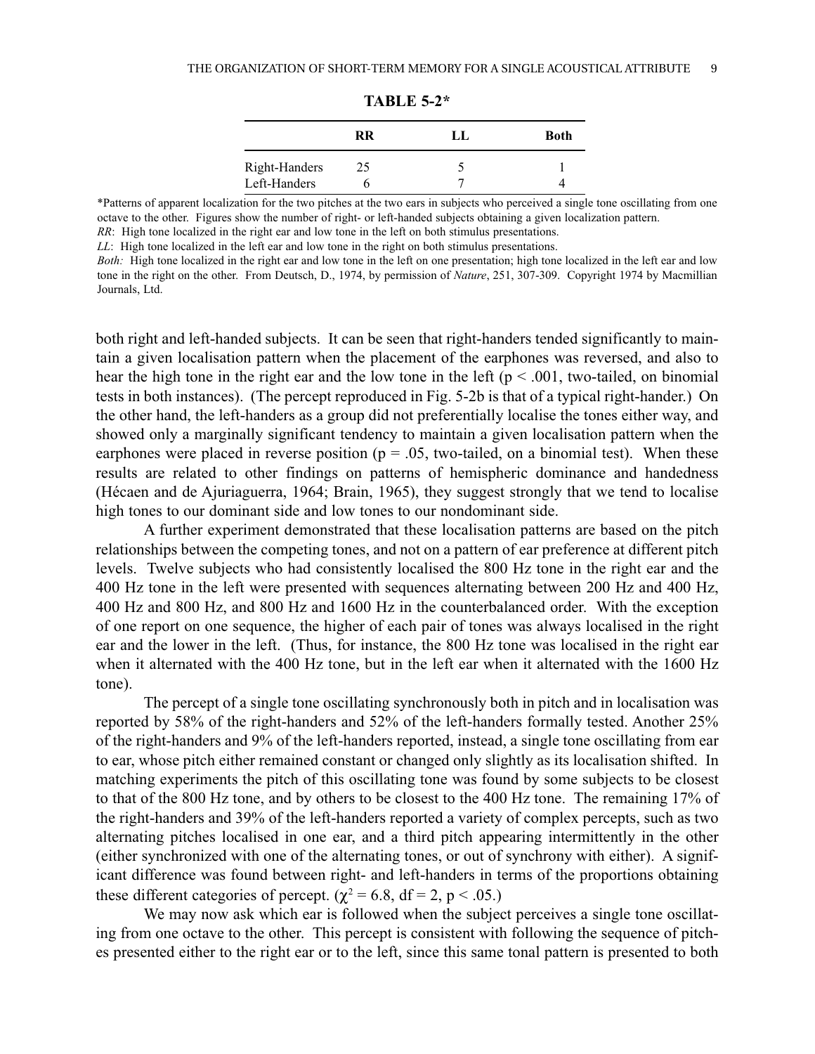**TABLE 5-2***

| | RR | LL | Both |
|---|---|---|---|
| Right-Handers | 25 | 5 | 1 |
| Left-Handers | 6 | 7 | 4 |

*Patterns of apparent localization for the two pitches at the two ears in subjects who perceived a single tone oscillating from one octave to the other. Figures show the number of right- or left-handed subjects obtaining a given localization pattern.

*RR*: High tone localized in the right ear and low tone in the left on both stimulus presentations.

*LL*: High tone localized in the left ear and low tone in the right on both stimulus presentations.

*Both:* High tone localized in the right ear and low tone in the left on one presentation; high tone localized in the left ear and low tone in the right on the other. From Deutsch, D., 1974, by permission of *Nature*, 251, 307-309. Copyright 1974 by Macmillian Journals, Ltd.

both right and left-handed subjects. It can be seen that right-handers tended significantly to maintain a given localisation pattern when the placement of the earphones was reversed, and also to hear the high tone in the right ear and the low tone in the left ($p < .001$, two-tailed, on binomial tests in both instances). (The percept reproduced in Fig. 5-2b is that of a typical right-hander.) On the other hand, the left-handers as a group did not preferentially localise the tones either way, and showed only a marginally significant tendency to maintain a given localisation pattern when the earphones were placed in reverse position ($p = .05$, two-tailed, on a binomial test). When these results are related to other findings on patterns of hemispheric dominance and handedness (Hécaen and de Ajuriaguerra, 1964; Brain, 1965), they suggest strongly that we tend to localise high tones to our dominant side and low tones to our nondominant side.

A further experiment demonstrated that these localisation patterns are based on the pitch relationships between the competing tones, and not on a pattern of ear preference at different pitch levels. Twelve subjects who had consistently localised the 800 Hz tone in the right ear and the 400 Hz tone in the left were presented with sequences alternating between 200 Hz and 400 Hz, 400 Hz and 800 Hz, and 800 Hz and 1600 Hz in the counterbalanced order. With the exception of one report on one sequence, the higher of each pair of tones was always localised in the right ear and the lower in the left. (Thus, for instance, the 800 Hz tone was localised in the right ear when it alternated with the 400 Hz tone, but in the left ear when it alternated with the 1600 Hz tone).

The percept of a single tone oscillating synchronously both in pitch and in localisation was reported by 58% of the right-handers and 52% of the left-handers formally tested. Another 25% of the right-handers and 9% of the left-handers reported, instead, a single tone oscillating from ear to ear, whose pitch either remained constant or changed only slightly as its localisation shifted. In matching experiments the pitch of this oscillating tone was found by some subjects to be closest to that of the 800 Hz tone, and by others to be closest to the 400 Hz tone. The remaining 17% of the right-handers and 39% of the left-handers reported a variety of complex percepts, such as two alternating pitches localised in one ear, and a third pitch appearing intermittently in the other (either synchronized with one of the alternating tones, or out of synchrony with either). A significant difference was found between right- and left-handers in terms of the proportions obtaining these different categories of percept. ($\chi^2 = 6.8$, $df = 2$, $p < .05$.)

We may now ask which ear is followed when the subject perceives a single tone oscillating from one octave to the other. This percept is consistent with following the sequence of pitches presented either to the right ear or to the left, since this same tonal pattern is presented to both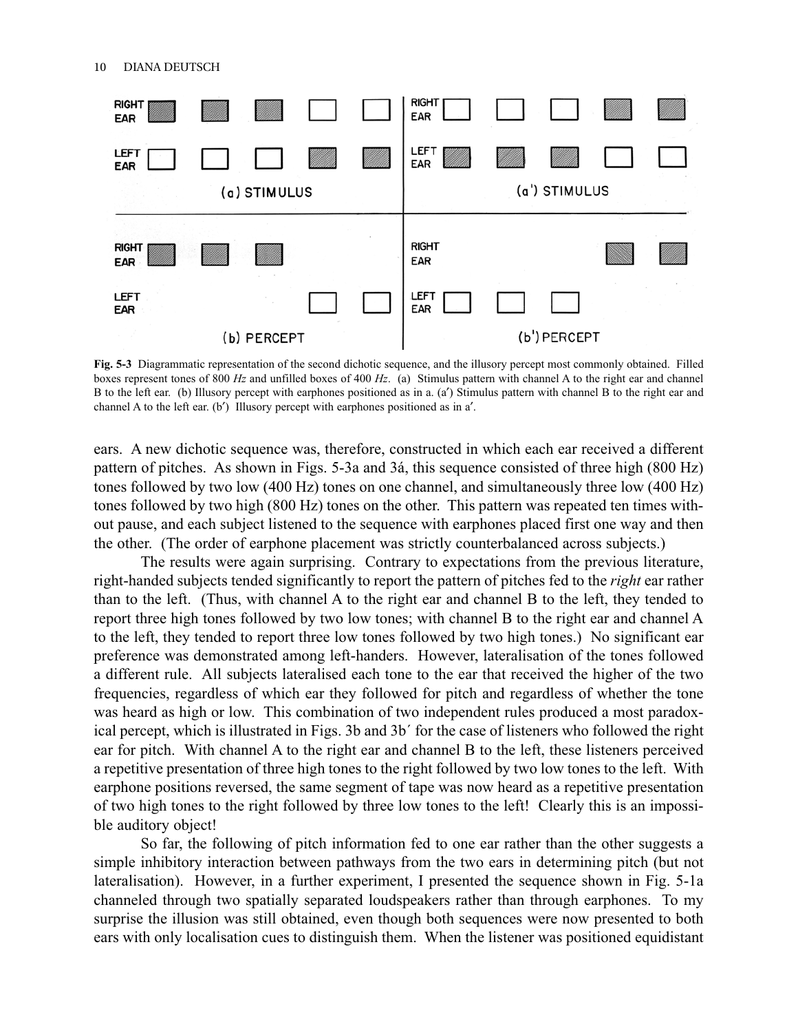RIGHT EAR
LEFT EAR
(a) STIMULUS

RIGHT EAR
LEFT EAR
(a') STIMULUS

RIGHT EAR
LEFT EAR
(b) PERCEPT

RIGHT EAR
LEFT EAR
(b') PERCEPT

**Fig. 5-3** Diagrammatic representation of the second dichotic sequence, and the illusory percept most commonly obtained. Filled boxes represent tones of 800 *Hz* and unfilled boxes of 400 *Hz*. (a) Stimulus pattern with channel A to the right ear and channel B to the left ear. (b) Illusory percept with earphones positioned as in a. (a′) Stimulus pattern with channel B to the right ear and channel A to the left ear. (b′) Illusory percept with earphones positioned as in a′.

ears. A new dichotic sequence was, therefore, constructed in which each ear received a different pattern of pitches. As shown in Figs. 5-3a and 3á, this sequence consisted of three high (800 Hz) tones followed by two low (400 Hz) tones on one channel, and simultaneously three low (400 Hz) tones followed by two high (800 Hz) tones on the other. This pattern was repeated ten times without pause, and each subject listened to the sequence with earphones placed first one way and then the other. (The order of earphone placement was strictly counterbalanced across subjects.)

The results were again surprising. Contrary to expectations from the previous literature, right-handed subjects tended significantly to report the pattern of pitches fed to the *right* ear rather than to the left. (Thus, with channel A to the right ear and channel B to the left, they tended to report three high tones followed by two low tones; with channel B to the right ear and channel A to the left, they tended to report three low tones followed by two high tones.) No significant ear preference was demonstrated among left-handers. However, lateralisation of the tones followed a different rule. All subjects lateralised each tone to the ear that received the higher of the two frequencies, regardless of which ear they followed for pitch and regardless of whether the tone was heard as high or low. This combination of two independent rules produced a most paradoxical percept, which is illustrated in Figs. 3b and 3b´ for the case of listeners who followed the right ear for pitch. With channel A to the right ear and channel B to the left, these listeners perceived a repetitive presentation of three high tones to the right followed by two low tones to the left. With earphone positions reversed, the same segment of tape was now heard as a repetitive presentation of two high tones to the right followed by three low tones to the left! Clearly this is an impossible auditory object!

So far, the following of pitch information fed to one ear rather than the other suggests a simple inhibitory interaction between pathways from the two ears in determining pitch (but not lateralisation). However, in a further experiment, I presented the sequence shown in Fig. 5-1a channeled through two spatially separated loudspeakers rather than through earphones. To my surprise the illusion was still obtained, even though both sequences were now presented to both ears with only localisation cues to distinguish them. When the listener was positioned equidistant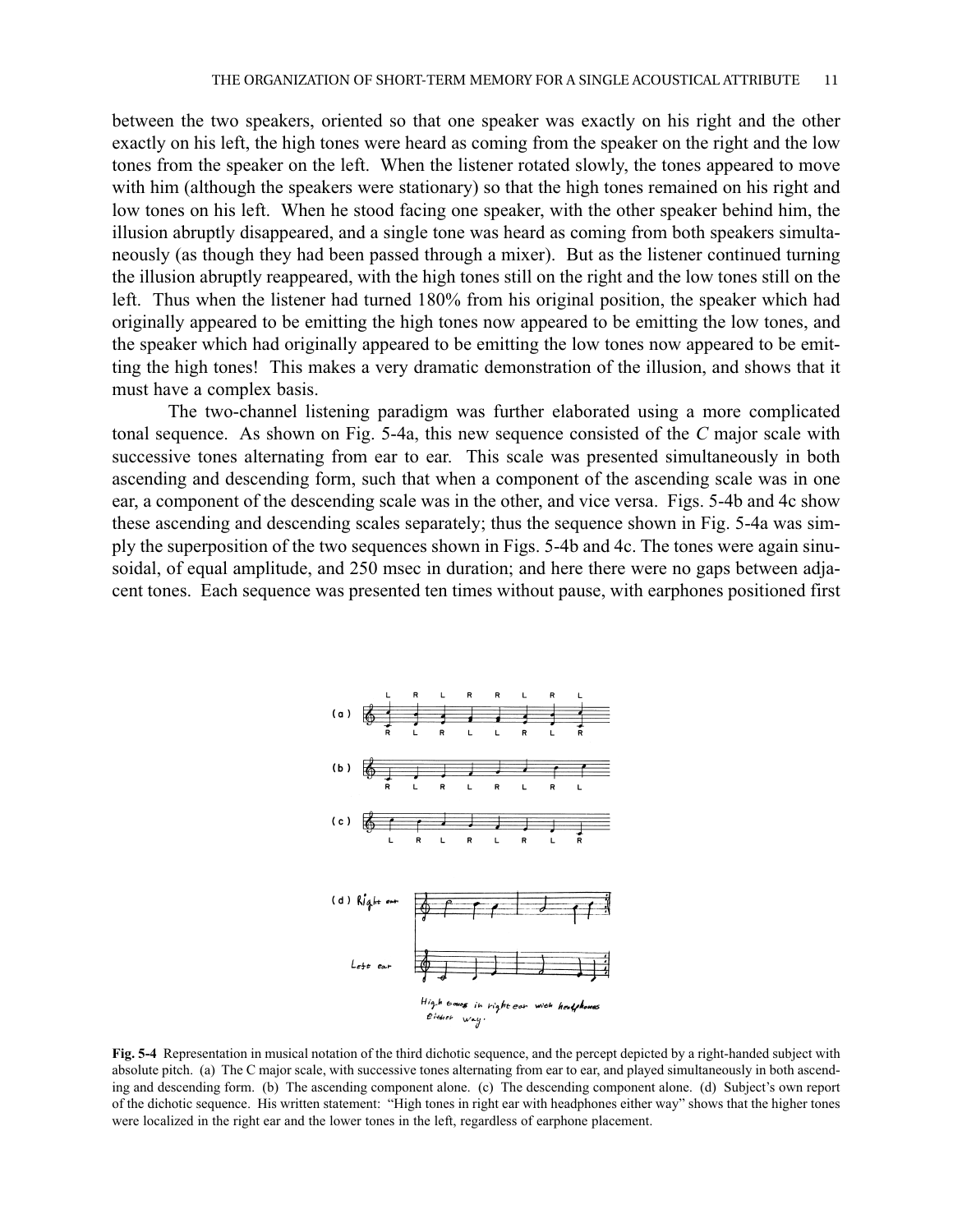between the two speakers, oriented so that one speaker was exactly on his right and the other exactly on his left, the high tones were heard as coming from the speaker on the right and the low tones from the speaker on the left. When the listener rotated slowly, the tones appeared to move with him (although the speakers were stationary) so that the high tones remained on his right and low tones on his left. When he stood facing one speaker, with the other speaker behind him, the illusion abruptly disappeared, and a single tone was heard as coming from both speakers simultaneously (as though they had been passed through a mixer). But as the listener continued turning the illusion abruptly reappeared, with the high tones still on the right and the low tones still on the left. Thus when the listener had turned 180% from his original position, the speaker which had originally appeared to be emitting the high tones now appeared to be emitting the low tones, and the speaker which had originally appeared to be emitting the low tones now appeared to be emitting the high tones! This makes a very dramatic demonstration of the illusion, and shows that it must have a complex basis.

The two-channel listening paradigm was further elaborated using a more complicated tonal sequence. As shown on Fig. 5-4a, this new sequence consisted of the *C* major scale with successive tones alternating from ear to ear. This scale was presented simultaneously in both ascending and descending form, such that when a component of the ascending scale was in one ear, a component of the descending scale was in the other, and vice versa. Figs. 5-4b and 4c show these ascending and descending scales separately; thus the sequence shown in Fig. 5-4a was simply the superposition of the two sequences shown in Figs. 5-4b and 4c. The tones were again sinusoidal, of equal amplitude, and 250 msec in duration; and here there were no gaps between adjacent tones. Each sequence was presented ten times without pause, with earphones positioned first

**Fig. 5-4** Representation in musical notation of the third dichotic sequence, and the percept depicted by a right-handed subject with absolute pitch. (a) The C major scale, with successive tones alternating from ear to ear, and played simultaneously in both ascending and descending form. (b) The ascending component alone. (c) The descending component alone. (d) Subject's own report of the dichotic sequence. His written statement: "High tones in right ear with headphones either way" shows that the higher tones were localized in the right ear and the lower tones in the left, regardless of earphone placement.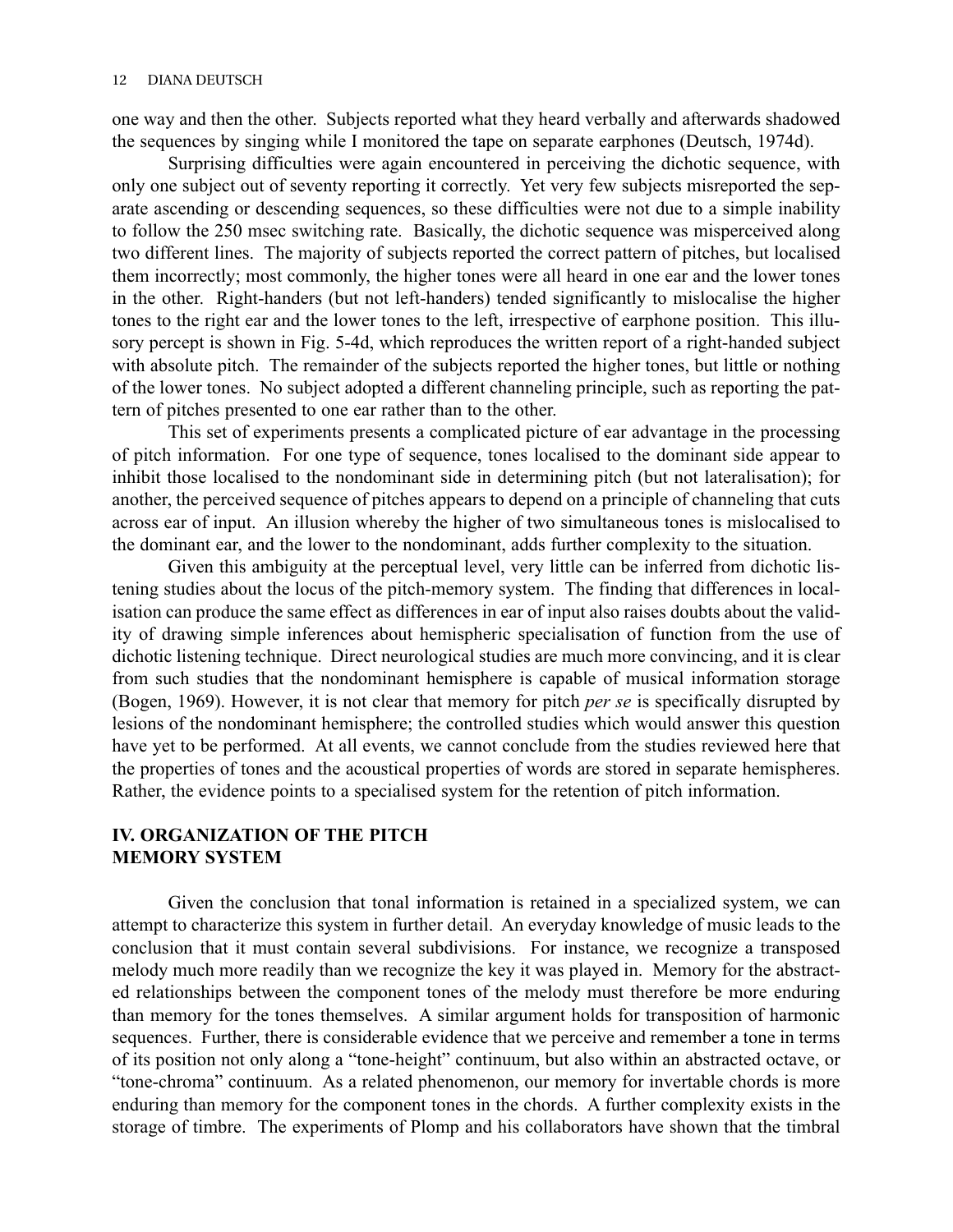one way and then the other. Subjects reported what they heard verbally and afterwards shadowed the sequences by singing while I monitored the tape on separate earphones (Deutsch, 1974d).

Surprising difficulties were again encountered in perceiving the dichotic sequence, with only one subject out of seventy reporting it correctly. Yet very few subjects misreported the separate ascending or descending sequences, so these difficulties were not due to a simple inability to follow the 250 msec switching rate. Basically, the dichotic sequence was misperceived along two different lines. The majority of subjects reported the correct pattern of pitches, but localised them incorrectly; most commonly, the higher tones were all heard in one ear and the lower tones in the other. Right-handers (but not left-handers) tended significantly to mislocalise the higher tones to the right ear and the lower tones to the left, irrespective of earphone position. This illusory percept is shown in Fig. 5-4d, which reproduces the written report of a right-handed subject with absolute pitch. The remainder of the subjects reported the higher tones, but little or nothing of the lower tones. No subject adopted a different channeling principle, such as reporting the pattern of pitches presented to one ear rather than to the other.

This set of experiments presents a complicated picture of ear advantage in the processing of pitch information. For one type of sequence, tones localised to the dominant side appear to inhibit those localised to the nondominant side in determining pitch (but not lateralisation); for another, the perceived sequence of pitches appears to depend on a principle of channeling that cuts across ear of input. An illusion whereby the higher of two simultaneous tones is mislocalised to the dominant ear, and the lower to the nondominant, adds further complexity to the situation.

Given this ambiguity at the perceptual level, very little can be inferred from dichotic listening studies about the locus of the pitch-memory system. The finding that differences in localisation can produce the same effect as differences in ear of input also raises doubts about the validity of drawing simple inferences about hemispheric specialisation of function from the use of dichotic listening technique. Direct neurological studies are much more convincing, and it is clear from such studies that the nondominant hemisphere is capable of musical information storage (Bogen, 1969). However, it is not clear that memory for pitch *per se* is specifically disrupted by lesions of the nondominant hemisphere; the controlled studies which would answer this question have yet to be performed. At all events, we cannot conclude from the studies reviewed here that the properties of tones and the acoustical properties of words are stored in separate hemispheres. Rather, the evidence points to a specialised system for the retention of pitch information.

## IV. ORGANIZATION OF THE PITCH MEMORY SYSTEM

Given the conclusion that tonal information is retained in a specialized system, we can attempt to characterize this system in further detail. An everyday knowledge of music leads to the conclusion that it must contain several subdivisions. For instance, we recognize a transposed melody much more readily than we recognize the key it was played in. Memory for the abstracted relationships between the component tones of the melody must therefore be more enduring than memory for the tones themselves. A similar argument holds for transposition of harmonic sequences. Further, there is considerable evidence that we perceive and remember a tone in terms of its position not only along a "tone-height" continuum, but also within an abstracted octave, or "tone-chroma" continuum. As a related phenomenon, our memory for invertable chords is more enduring than memory for the component tones in the chords. A further complexity exists in the storage of timbre. The experiments of Plomp and his collaborators have shown that the timbral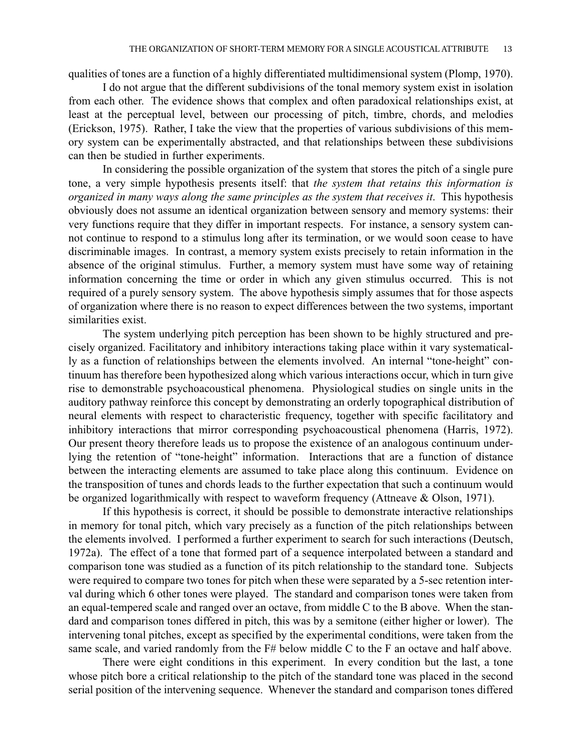qualities of tones are a function of a highly differentiated multidimensional system (Plomp, 1970).

I do not argue that the different subdivisions of the tonal memory system exist in isolation from each other. The evidence shows that complex and often paradoxical relationships exist, at least at the perceptual level, between our processing of pitch, timbre, chords, and melodies (Erickson, 1975). Rather, I take the view that the properties of various subdivisions of this memory system can be experimentally abstracted, and that relationships between these subdivisions can then be studied in further experiments.

In considering the possible organization of the system that stores the pitch of a single pure tone, a very simple hypothesis presents itself: that *the system that retains this information is organized in many ways along the same principles as the system that receives it*. This hypothesis obviously does not assume an identical organization between sensory and memory systems: their very functions require that they differ in important respects. For instance, a sensory system cannot continue to respond to a stimulus long after its termination, or we would soon cease to have discriminable images. In contrast, a memory system exists precisely to retain information in the absence of the original stimulus. Further, a memory system must have some way of retaining information concerning the time or order in which any given stimulus occurred. This is not required of a purely sensory system. The above hypothesis simply assumes that for those aspects of organization where there is no reason to expect differences between the two systems, important similarities exist.

The system underlying pitch perception has been shown to be highly structured and precisely organized. Facilitatory and inhibitory interactions taking place within it vary systematically as a function of relationships between the elements involved. An internal "tone-height" continuum has therefore been hypothesized along which various interactions occur, which in turn give rise to demonstrable psychoacoustical phenomena. Physiological studies on single units in the auditory pathway reinforce this concept by demonstrating an orderly topographical distribution of neural elements with respect to characteristic frequency, together with specific facilitatory and inhibitory interactions that mirror corresponding psychoacoustical phenomena (Harris, 1972). Our present theory therefore leads us to propose the existence of an analogous continuum underlying the retention of "tone-height" information. Interactions that are a function of distance between the interacting elements are assumed to take place along this continuum. Evidence on the transposition of tunes and chords leads to the further expectation that such a continuum would be organized logarithmically with respect to waveform frequency (Attneave & Olson, 1971).

If this hypothesis is correct, it should be possible to demonstrate interactive relationships in memory for tonal pitch, which vary precisely as a function of the pitch relationships between the elements involved. I performed a further experiment to search for such interactions (Deutsch, 1972a). The effect of a tone that formed part of a sequence interpolated between a standard and comparison tone was studied as a function of its pitch relationship to the standard tone. Subjects were required to compare two tones for pitch when these were separated by a 5-sec retention interval during which 6 other tones were played. The standard and comparison tones were taken from an equal-tempered scale and ranged over an octave, from middle C to the B above. When the standard and comparison tones differed in pitch, this was by a semitone (either higher or lower). The intervening tonal pitches, except as specified by the experimental conditions, were taken from the same scale, and varied randomly from the F# below middle C to the F an octave and half above.

There were eight conditions in this experiment. In every condition but the last, a tone whose pitch bore a critical relationship to the pitch of the standard tone was placed in the second serial position of the intervening sequence. Whenever the standard and comparison tones differed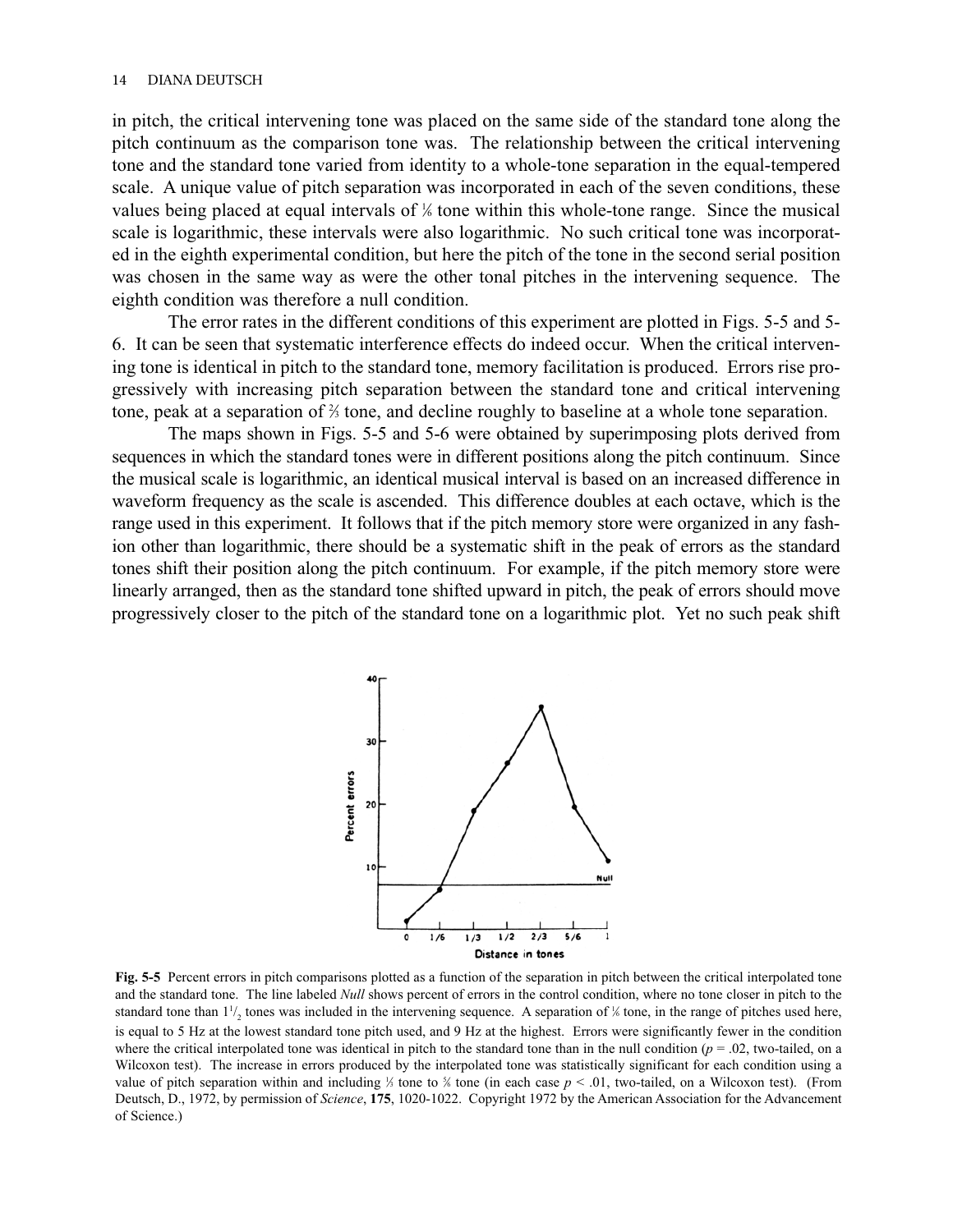in pitch, the critical intervening tone was placed on the same side of the standard tone along the pitch continuum as the comparison tone was. The relationship between the critical intervening tone and the standard tone varied from identity to a whole-tone separation in the equal-tempered scale. A unique value of pitch separation was incorporated in each of the seven conditions, these values being placed at equal intervals of ⅙ tone within this whole-tone range. Since the musical scale is logarithmic, these intervals were also logarithmic. No such critical tone was incorporated in the eighth experimental condition, but here the pitch of the tone in the second serial position was chosen in the same way as were the other tonal pitches in the intervening sequence. The eighth condition was therefore a null condition.

The error rates in the different conditions of this experiment are plotted in Figs. 5-5 and 5-6. It can be seen that systematic interference effects do indeed occur. When the critical intervening tone is identical in pitch to the standard tone, memory facilitation is produced. Errors rise progressively with increasing pitch separation between the standard tone and critical intervening tone, peak at a separation of ⅔ tone, and decline roughly to baseline at a whole tone separation.

The maps shown in Figs. 5-5 and 5-6 were obtained by superimposing plots derived from sequences in which the standard tones were in different positions along the pitch continuum. Since the musical scale is logarithmic, an identical musical interval is based on an increased difference in waveform frequency as the scale is ascended. This difference doubles at each octave, which is the range used in this experiment. It follows that if the pitch memory store were organized in any fashion other than logarithmic, there should be a systematic shift in the peak of errors as the standard tones shift their position along the pitch continuum. For example, if the pitch memory store were linearly arranged, then as the standard tone shifted upward in pitch, the peak of errors should move progressively closer to the pitch of the standard tone on a logarithmic plot. Yet no such peak shift

**Fig. 5-5** Percent errors in pitch comparisons plotted as a function of the separation in pitch between the critical interpolated tone and the standard tone. The line labeled *Null* shows percent of errors in the control condition, where no tone closer in pitch to the standard tone than $1^1/_2$ tones was included in the intervening sequence. A separation of ⅙ tone, in the range of pitches used here, is equal to 5 Hz at the lowest standard tone pitch used, and 9 Hz at the highest. Errors were significantly fewer in the condition where the critical interpolated tone was identical in pitch to the standard tone than in the null condition ($p = .02$, two-tailed, on a Wilcoxon test). The increase in errors produced by the interpolated tone was statistically significant for each condition using a value of pitch separation within and including ⅓ tone to ⅚ tone (in each case $p < .01$, two-tailed, on a Wilcoxon test). (From Deutsch, D., 1972, by permission of *Science*, **175**, 1020-1022. Copyright 1972 by the American Association for the Advancement of Science.)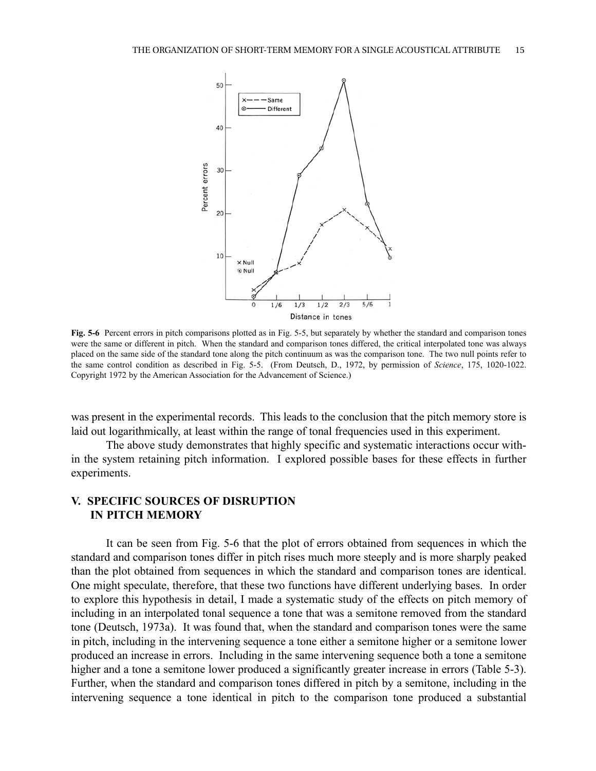**Fig. 5-6** Percent errors in pitch comparisons plotted as in Fig. 5-5, but separately by whether the standard and comparison tones were the same or different in pitch. When the standard and comparison tones differed, the critical interpolated tone was always placed on the same side of the standard tone along the pitch continuum as was the comparison tone. The two null points refer to the same control condition as described in Fig. 5-5. (From Deutsch, D., 1972, by permission of *Science*, 175, 1020-1022. Copyright 1972 by the American Association for the Advancement of Science.)

was present in the experimental records. This leads to the conclusion that the pitch memory store is laid out logarithmically, at least within the range of tonal frequencies used in this experiment.

The above study demonstrates that highly specific and systematic interactions occur within the system retaining pitch information. I explored possible bases for these effects in further experiments.

## V. SPECIFIC SOURCES OF DISRUPTION IN PITCH MEMORY

It can be seen from Fig. 5-6 that the plot of errors obtained from sequences in which the standard and comparison tones differ in pitch rises much more steeply and is more sharply peaked than the plot obtained from sequences in which the standard and comparison tones are identical. One might speculate, therefore, that these two functions have different underlying bases. In order to explore this hypothesis in detail, I made a systematic study of the effects on pitch memory of including in an interpolated tonal sequence a tone that was a semitone removed from the standard tone (Deutsch, 1973a). It was found that, when the standard and comparison tones were the same in pitch, including in the intervening sequence a tone either a semitone higher or a semitone lower produced an increase in errors. Including in the same intervening sequence both a tone a semitone higher and a tone a semitone lower produced a significantly greater increase in errors (Table 5-3). Further, when the standard and comparison tones differed in pitch by a semitone, including in the intervening sequence a tone identical in pitch to the comparison tone produced a substantial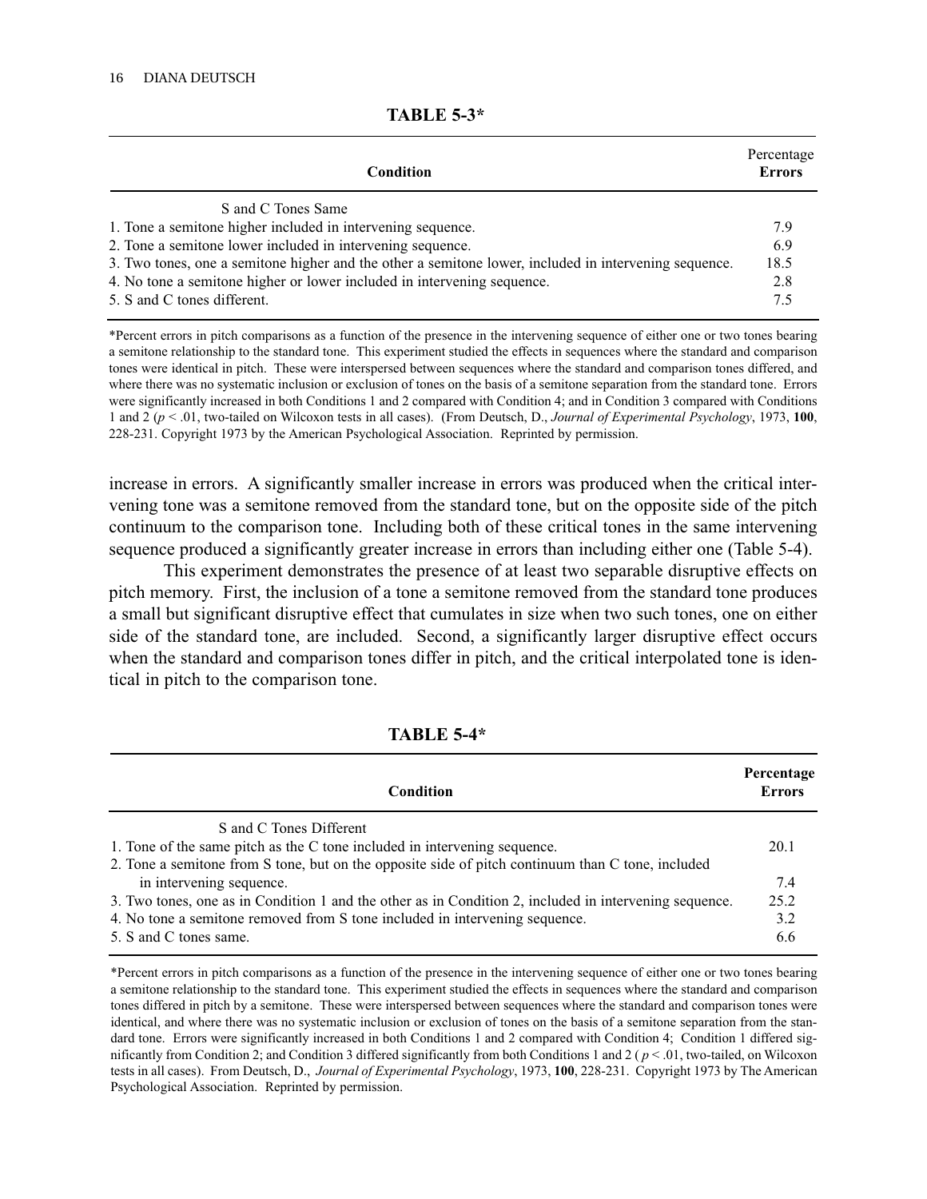**TABLE 5-3***

| Condition | Percentage Errors |
|---|---|
| S and C Tones Same | |
| 1. Tone a semitone higher included in intervening sequence. | 7.9 |
| 2. Tone a semitone lower included in intervening sequence. | 6.9 |
| 3. Two tones, one a semitone higher and the other a semitone lower, included in intervening sequence. | 18.5 |
| 4. No tone a semitone higher or lower included in intervening sequence. | 2.8 |
| 5. S and C tones different. | 7.5 |

*Percent errors in pitch comparisons as a function of the presence in the intervening sequence of either one or two tones bearing a semitone relationship to the standard tone. This experiment studied the effects in sequences where the standard and comparison tones were identical in pitch. These were interspersed between sequences where the standard and comparison tones differed, and where there was no systematic inclusion or exclusion of tones on the basis of a semitone separation from the standard tone. Errors were significantly increased in both Conditions 1 and 2 compared with Condition 4; and in Condition 3 compared with Conditions 1 and 2 ($p < .01$, two-tailed on Wilcoxon tests in all cases). (From Deutsch, D., *Journal of Experimental Psychology*, 1973, **100**, 228-231. Copyright 1973 by the American Psychological Association. Reprinted by permission.

increase in errors. A significantly smaller increase in errors was produced when the critical intervening tone was a semitone removed from the standard tone, but on the opposite side of the pitch continuum to the comparison tone. Including both of these critical tones in the same intervening sequence produced a significantly greater increase in errors than including either one (Table 5-4).

This experiment demonstrates the presence of at least two separable disruptive effects on pitch memory. First, the inclusion of a tone a semitone removed from the standard tone produces a small but significant disruptive effect that cumulates in size when two such tones, one on either side of the standard tone, are included. Second, a significantly larger disruptive effect occurs when the standard and comparison tones differ in pitch, and the critical interpolated tone is identical in pitch to the comparison tone.

**TABLE 5-4***

| Condition | Percentage Errors |
|---|---|
| S and C Tones Different | |
| 1. Tone of the same pitch as the C tone included in intervening sequence. | 20.1 |
| 2. Tone a semitone from S tone, but on the opposite side of pitch continuum than C tone, included in intervening sequence. | 7.4 |
| 3. Two tones, one as in Condition 1 and the other as in Condition 2, included in intervening sequence. | 25.2 |
| 4. No tone a semitone removed from S tone included in intervening sequence. | 3.2 |
| 5. S and C tones same. | 6.6 |

*Percent errors in pitch comparisons as a function of the presence in the intervening sequence of either one or two tones bearing a semitone relationship to the standard tone. This experiment studied the effects in sequences where the standard and comparison tones differed in pitch by a semitone. These were interspersed between sequences where the standard and comparison tones were identical, and where there was no systematic inclusion or exclusion of tones on the basis of a semitone separation from the standard tone. Errors were significantly increased in both Conditions 1 and 2 compared with Condition 4; Condition 1 differed significantly from Condition 2; and Condition 3 differed significantly from both Conditions 1 and 2 ( $p < .01$, two-tailed, on Wilcoxon tests in all cases). From Deutsch, D., *Journal of Experimental Psychology*, 1973, **100**, 228-231. Copyright 1973 by The American Psychological Association. Reprinted by permission.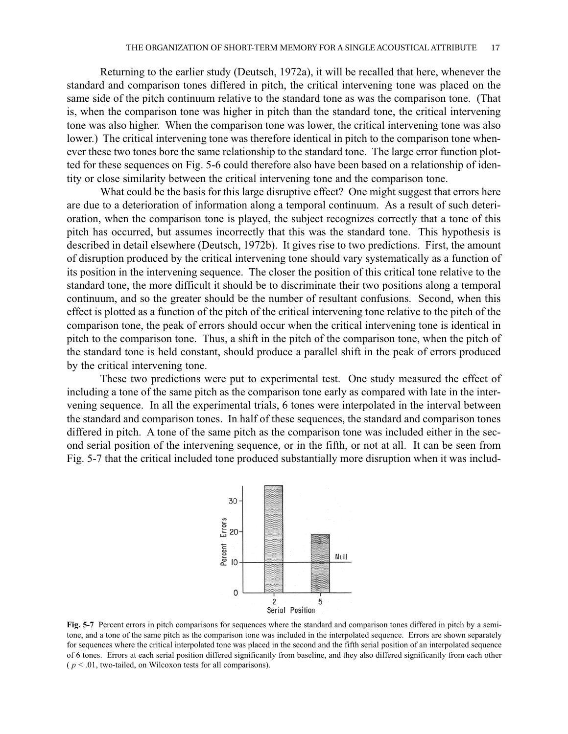Returning to the earlier study (Deutsch, 1972a), it will be recalled that here, whenever the standard and comparison tones differed in pitch, the critical intervening tone was placed on the same side of the pitch continuum relative to the standard tone as was the comparison tone. (That is, when the comparison tone was higher in pitch than the standard tone, the critical intervening tone was also higher. When the comparison tone was lower, the critical intervening tone was also lower.) The critical intervening tone was therefore identical in pitch to the comparison tone whenever these two tones bore the same relationship to the standard tone. The large error function plotted for these sequences on Fig. 5-6 could therefore also have been based on a relationship of identity or close similarity between the critical intervening tone and the comparison tone.

What could be the basis for this large disruptive effect? One might suggest that errors here are due to a deterioration of information along a temporal continuum. As a result of such deterioration, when the comparison tone is played, the subject recognizes correctly that a tone of this pitch has occurred, but assumes incorrectly that this was the standard tone. This hypothesis is described in detail elsewhere (Deutsch, 1972b). It gives rise to two predictions. First, the amount of disruption produced by the critical intervening tone should vary systematically as a function of its position in the intervening sequence. The closer the position of this critical tone relative to the standard tone, the more difficult it should be to discriminate their two positions along a temporal continuum, and so the greater should be the number of resultant confusions. Second, when this effect is plotted as a function of the pitch of the critical intervening tone relative to the pitch of the comparison tone, the peak of errors should occur when the critical intervening tone is identical in pitch to the comparison tone. Thus, a shift in the pitch of the comparison tone, when the pitch of the standard tone is held constant, should produce a parallel shift in the peak of errors produced by the critical intervening tone.

These two predictions were put to experimental test. One study measured the effect of including a tone of the same pitch as the comparison tone early as compared with late in the intervening sequence. In all the experimental trials, 6 tones were interpolated in the interval between the standard and comparison tones. In half of these sequences, the standard and comparison tones differed in pitch. A tone of the same pitch as the comparison tone was included either in the second serial position of the intervening sequence, or in the fifth, or not at all. It can be seen from Fig. 5-7 that the critical included tone produced substantially more disruption when it was includ-

Percent Errors
30
20
10
0
Null
2
5
Serial Position

**Fig. 5-7** Percent errors in pitch comparisons for sequences where the standard and comparison tones differed in pitch by a semitone, and a tone of the same pitch as the comparison tone was included in the interpolated sequence. Errors are shown separately for sequences where the critical interpolated tone was placed in the second and the fifth serial position of an interpolated sequence of 6 tones. Errors at each serial position differed significantly from baseline, and they also differed significantly from each other ( $p < .01$, two-tailed, on Wilcoxon tests for all comparisons).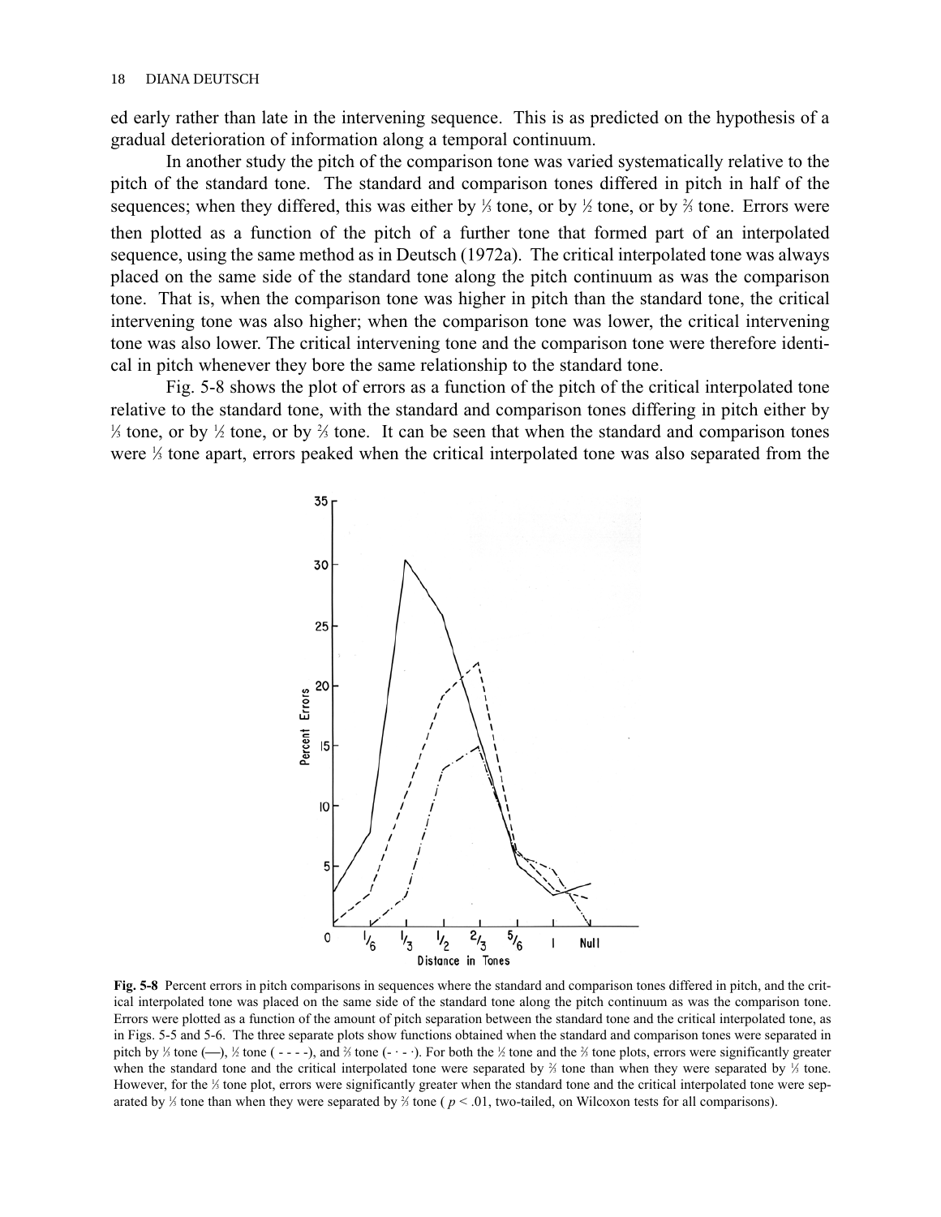ed early rather than late in the intervening sequence. This is as predicted on the hypothesis of a gradual deterioration of information along a temporal continuum.

In another study the pitch of the comparison tone was varied systematically relative to the pitch of the standard tone. The standard and comparison tones differed in pitch in half of the sequences; when they differed, this was either by ⅓ tone, or by ½ tone, or by ⅔ tone. Errors were then plotted as a function of the pitch of a further tone that formed part of an interpolated sequence, using the same method as in Deutsch (1972a). The critical interpolated tone was always placed on the same side of the standard tone along the pitch continuum as was the comparison tone. That is, when the comparison tone was higher in pitch than the standard tone, the critical intervening tone was also higher; when the comparison tone was lower, the critical intervening tone was also lower. The critical intervening tone and the comparison tone were therefore identical in pitch whenever they bore the same relationship to the standard tone.

Fig. 5-8 shows the plot of errors as a function of the pitch of the critical interpolated tone relative to the standard tone, with the standard and comparison tones differing in pitch either by ⅓ tone, or by ½ tone, or by ⅔ tone. It can be seen that when the standard and comparison tones were ⅓ tone apart, errors peaked when the critical interpolated tone was also separated from the

**Fig. 5-8** Percent errors in pitch comparisons in sequences where the standard and comparison tones differed in pitch, and the critical interpolated tone was placed on the same side of the standard tone along the pitch continuum as was the comparison tone. Errors were plotted as a function of the amount of pitch separation between the standard tone and the critical interpolated tone, as in Figs. 5-5 and 5-6. The three separate plots show functions obtained when the standard and comparison tones were separated in pitch by ⅓ tone (—), ½ tone ( - - - -), and ⅔ tone (- · - ·). For both the ½ tone and the ⅔ tone plots, errors were significantly greater when the standard tone and the critical interpolated tone were separated by ⅔ tone than when they were separated by ⅓ tone. However, for the ⅓ tone plot, errors were significantly greater when the standard tone and the critical interpolated tone were separated by ⅓ tone than when they were separated by ⅔ tone ( $p < .01$, two-tailed, on Wilcoxon tests for all comparisons).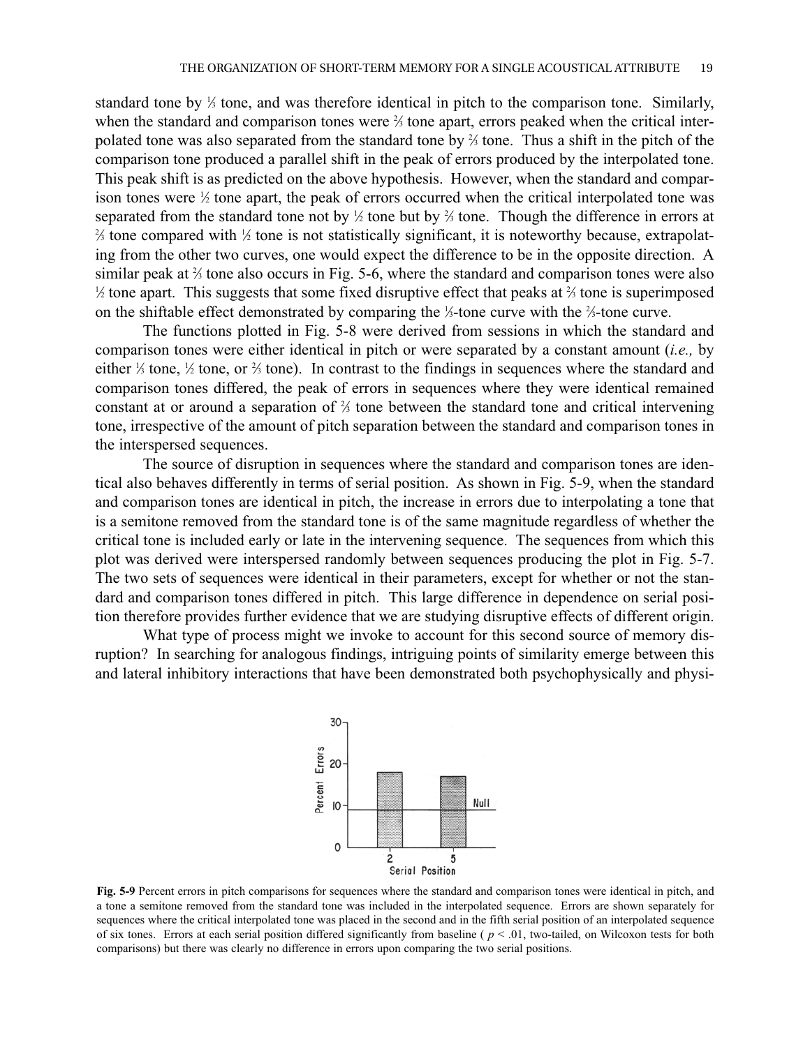standard tone by ⅓ tone, and was therefore identical in pitch to the comparison tone. Similarly, when the standard and comparison tones were ⅔ tone apart, errors peaked when the critical interpolated tone was also separated from the standard tone by ⅔ tone. Thus a shift in the pitch of the comparison tone produced a parallel shift in the peak of errors produced by the interpolated tone. This peak shift is as predicted on the above hypothesis. However, when the standard and comparison tones were ½ tone apart, the peak of errors occurred when the critical interpolated tone was separated from the standard tone not by ½ tone but by ⅔ tone. Though the difference in errors at ⅔ tone compared with ½ tone is not statistically significant, it is noteworthy because, extrapolating from the other two curves, one would expect the difference to be in the opposite direction. A similar peak at ⅔ tone also occurs in Fig. 5-6, where the standard and comparison tones were also ½ tone apart. This suggests that some fixed disruptive effect that peaks at ⅔ tone is superimposed on the shiftable effect demonstrated by comparing the ⅓-tone curve with the ⅔-tone curve.

The functions plotted in Fig. 5-8 were derived from sessions in which the standard and comparison tones were either identical in pitch or were separated by a constant amount (*i.e.,* by either ⅓ tone, ½ tone, or ⅔ tone). In contrast to the findings in sequences where the standard and comparison tones differed, the peak of errors in sequences where they were identical remained constant at or around a separation of ⅔ tone between the standard tone and critical intervening tone, irrespective of the amount of pitch separation between the standard and comparison tones in the interspersed sequences.

The source of disruption in sequences where the standard and comparison tones are identical also behaves differently in terms of serial position. As shown in Fig. 5-9, when the standard and comparison tones are identical in pitch, the increase in errors due to interpolating a tone that is a semitone removed from the standard tone is of the same magnitude regardless of whether the critical tone is included early or late in the intervening sequence. The sequences from which this plot was derived were interspersed randomly between sequences producing the plot in Fig. 5-7. The two sets of sequences were identical in their parameters, except for whether or not the standard and comparison tones differed in pitch. This large difference in dependence on serial position therefore provides further evidence that we are studying disruptive effects of different origin.

What type of process might we invoke to account for this second source of memory disruption? In searching for analogous findings, intriguing points of similarity emerge between this and lateral inhibitory interactions that have been demonstrated both psychophysically and physi-

**Fig. 5-9** Percent errors in pitch comparisons for sequences where the standard and comparison tones were identical in pitch, and a tone a semitone removed from the standard tone was included in the interpolated sequence. Errors are shown separately for sequences where the critical interpolated tone was placed in the second and in the fifth serial position of an interpolated sequence of six tones. Errors at each serial position differed significantly from baseline ( $p < .01$, two-tailed, on Wilcoxon tests for both comparisons) but there was clearly no difference in errors upon comparing the two serial positions.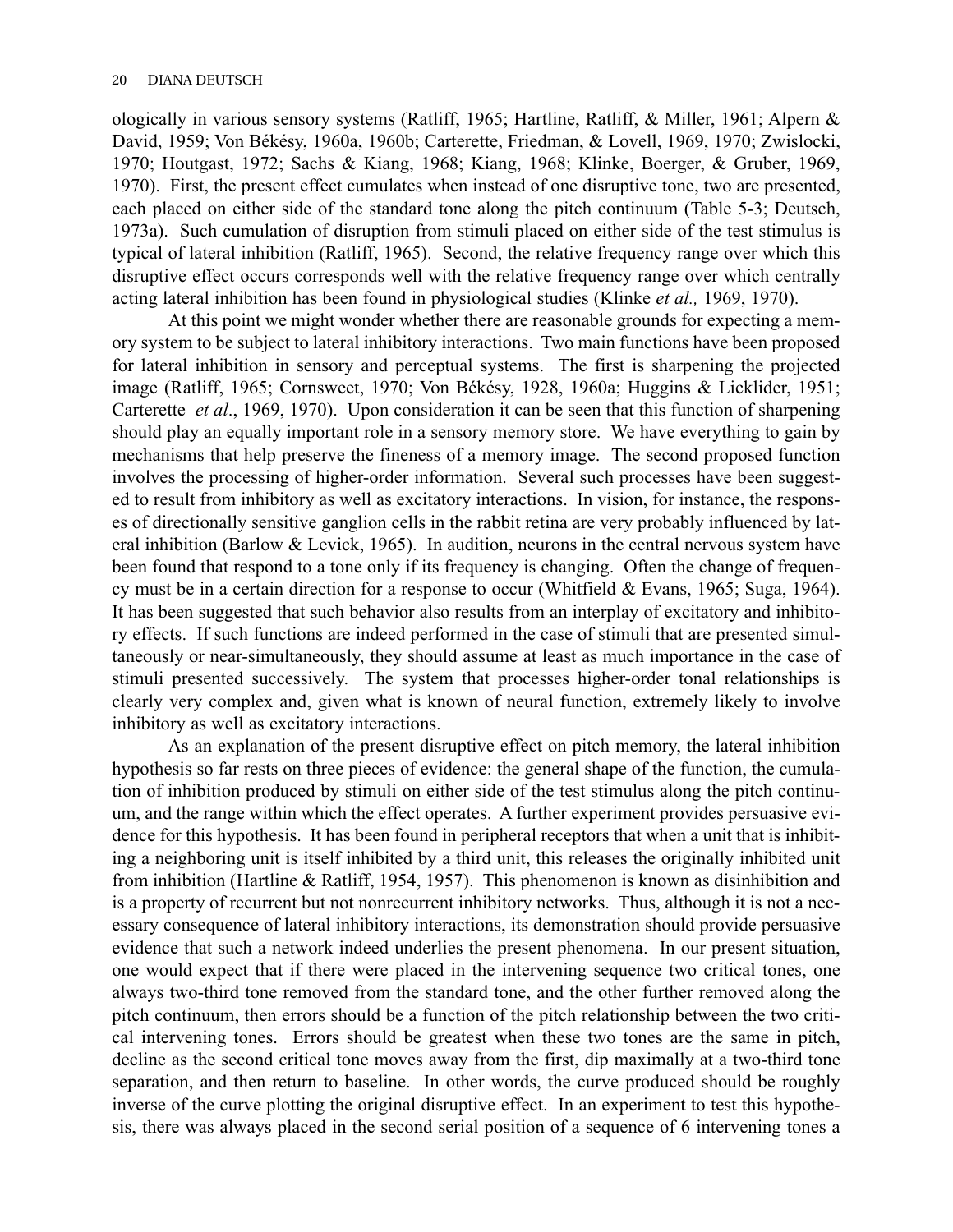ologically in various sensory systems (Ratliff, 1965; Hartline, Ratliff, & Miller, 1961; Alpern & David, 1959; Von Békésy, 1960a, 1960b; Carterette, Friedman, & Lovell, 1969, 1970; Zwislocki, 1970; Houtgast, 1972; Sachs & Kiang, 1968; Kiang, 1968; Klinke, Boerger, & Gruber, 1969, 1970). First, the present effect cumulates when instead of one disruptive tone, two are presented, each placed on either side of the standard tone along the pitch continuum (Table 5-3; Deutsch, 1973a). Such cumulation of disruption from stimuli placed on either side of the test stimulus is typical of lateral inhibition (Ratliff, 1965). Second, the relative frequency range over which this disruptive effect occurs corresponds well with the relative frequency range over which centrally acting lateral inhibition has been found in physiological studies (Klinke *et al.,* 1969, 1970).

At this point we might wonder whether there are reasonable grounds for expecting a memory system to be subject to lateral inhibitory interactions. Two main functions have been proposed for lateral inhibition in sensory and perceptual systems. The first is sharpening the projected image (Ratliff, 1965; Cornsweet, 1970; Von Békésy, 1928, 1960a; Huggins & Licklider, 1951; Carterette *et al*., 1969, 1970). Upon consideration it can be seen that this function of sharpening should play an equally important role in a sensory memory store. We have everything to gain by mechanisms that help preserve the fineness of a memory image. The second proposed function involves the processing of higher-order information. Several such processes have been suggested to result from inhibitory as well as excitatory interactions. In vision, for instance, the responses of directionally sensitive ganglion cells in the rabbit retina are very probably influenced by lateral inhibition (Barlow & Levick, 1965). In audition, neurons in the central nervous system have been found that respond to a tone only if its frequency is changing. Often the change of frequency must be in a certain direction for a response to occur (Whitfield & Evans, 1965; Suga, 1964). It has been suggested that such behavior also results from an interplay of excitatory and inhibitory effects. If such functions are indeed performed in the case of stimuli that are presented simultaneously or near-simultaneously, they should assume at least as much importance in the case of stimuli presented successively. The system that processes higher-order tonal relationships is clearly very complex and, given what is known of neural function, extremely likely to involve inhibitory as well as excitatory interactions.

As an explanation of the present disruptive effect on pitch memory, the lateral inhibition hypothesis so far rests on three pieces of evidence: the general shape of the function, the cumulation of inhibition produced by stimuli on either side of the test stimulus along the pitch continuum, and the range within which the effect operates. A further experiment provides persuasive evidence for this hypothesis. It has been found in peripheral receptors that when a unit that is inhibiting a neighboring unit is itself inhibited by a third unit, this releases the originally inhibited unit from inhibition (Hartline & Ratliff, 1954, 1957). This phenomenon is known as disinhibition and is a property of recurrent but not nonrecurrent inhibitory networks. Thus, although it is not a necessary consequence of lateral inhibitory interactions, its demonstration should provide persuasive evidence that such a network indeed underlies the present phenomena. In our present situation, one would expect that if there were placed in the intervening sequence two critical tones, one always two-third tone removed from the standard tone, and the other further removed along the pitch continuum, then errors should be a function of the pitch relationship between the two critical intervening tones. Errors should be greatest when these two tones are the same in pitch, decline as the second critical tone moves away from the first, dip maximally at a two-third tone separation, and then return to baseline. In other words, the curve produced should be roughly inverse of the curve plotting the original disruptive effect. In an experiment to test this hypothesis, there was always placed in the second serial position of a sequence of 6 intervening tones a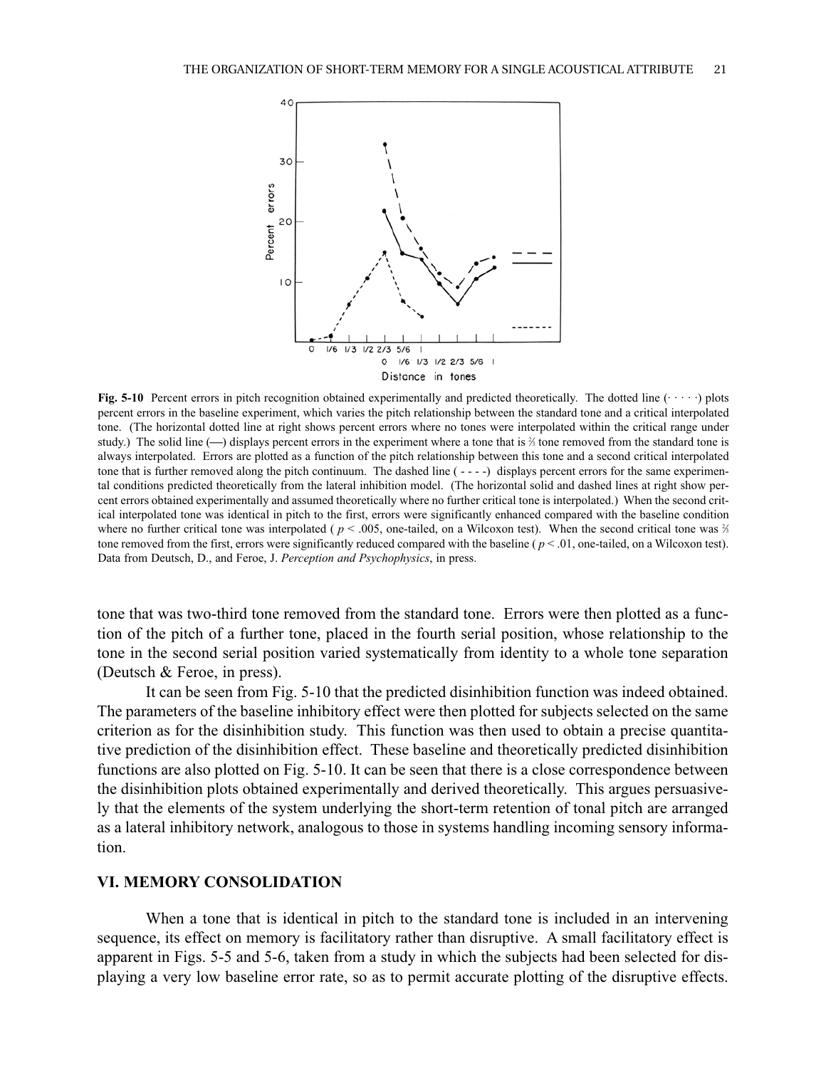**Fig. 5-10** Percent errors in pitch recognition obtained experimentally and predicted theoretically. The dotted line (· · · · ·) plots percent errors in the baseline experiment, which varies the pitch relationship between the standard tone and a critical interpolated tone. (The horizontal dotted line at right shows percent errors where no tones were interpolated within the critical range under study.) The solid line (—) displays percent errors in the experiment where a tone that is ⅔ tone removed from the standard tone is always interpolated. Errors are plotted as a function of the pitch relationship between this tone and a second critical interpolated tone that is further removed along the pitch continuum. The dashed line ( - - - -) displays percent errors for the same experimental conditions predicted theoretically from the lateral inhibition model. (The horizontal solid and dashed lines at right show percent errors obtained experimentally and assumed theoretically where no further critical tone is interpolated.) When the second critical interpolated tone was identical in pitch to the first, errors were significantly enhanced compared with the baseline condition where no further critical tone was interpolated ( $p < .005$, one-tailed, on a Wilcoxon test). When the second critical tone was ⅔ tone removed from the first, errors were significantly reduced compared with the baseline ( $p < .01$, one-tailed, on a Wilcoxon test). Data from Deutsch, D., and Feroe, J. *Perception and Psychophysics*, in press.

tone that was two-third tone removed from the standard tone. Errors were then plotted as a function of the pitch of a further tone, placed in the fourth serial position, whose relationship to the tone in the second serial position varied systematically from identity to a whole tone separation (Deutsch & Feroe, in press).

It can be seen from Fig. 5-10 that the predicted disinhibition function was indeed obtained. The parameters of the baseline inhibitory effect were then plotted for subjects selected on the same criterion as for the disinhibition study. This function was then used to obtain a precise quantitative prediction of the disinhibition effect. These baseline and theoretically predicted disinhibition functions are also plotted on Fig. 5-10. It can be seen that there is a close correspondence between the disinhibition plots obtained experimentally and derived theoretically. This argues persuasively that the elements of the system underlying the short-term retention of tonal pitch are arranged as a lateral inhibitory network, analogous to those in systems handling incoming sensory information.

## VI. MEMORY CONSOLIDATION

When a tone that is identical in pitch to the standard tone is included in an intervening sequence, its effect on memory is facilitatory rather than disruptive. A small facilitatory effect is apparent in Figs. 5-5 and 5-6, taken from a study in which the subjects had been selected for displaying a very low baseline error rate, so as to permit accurate plotting of the disruptive effects.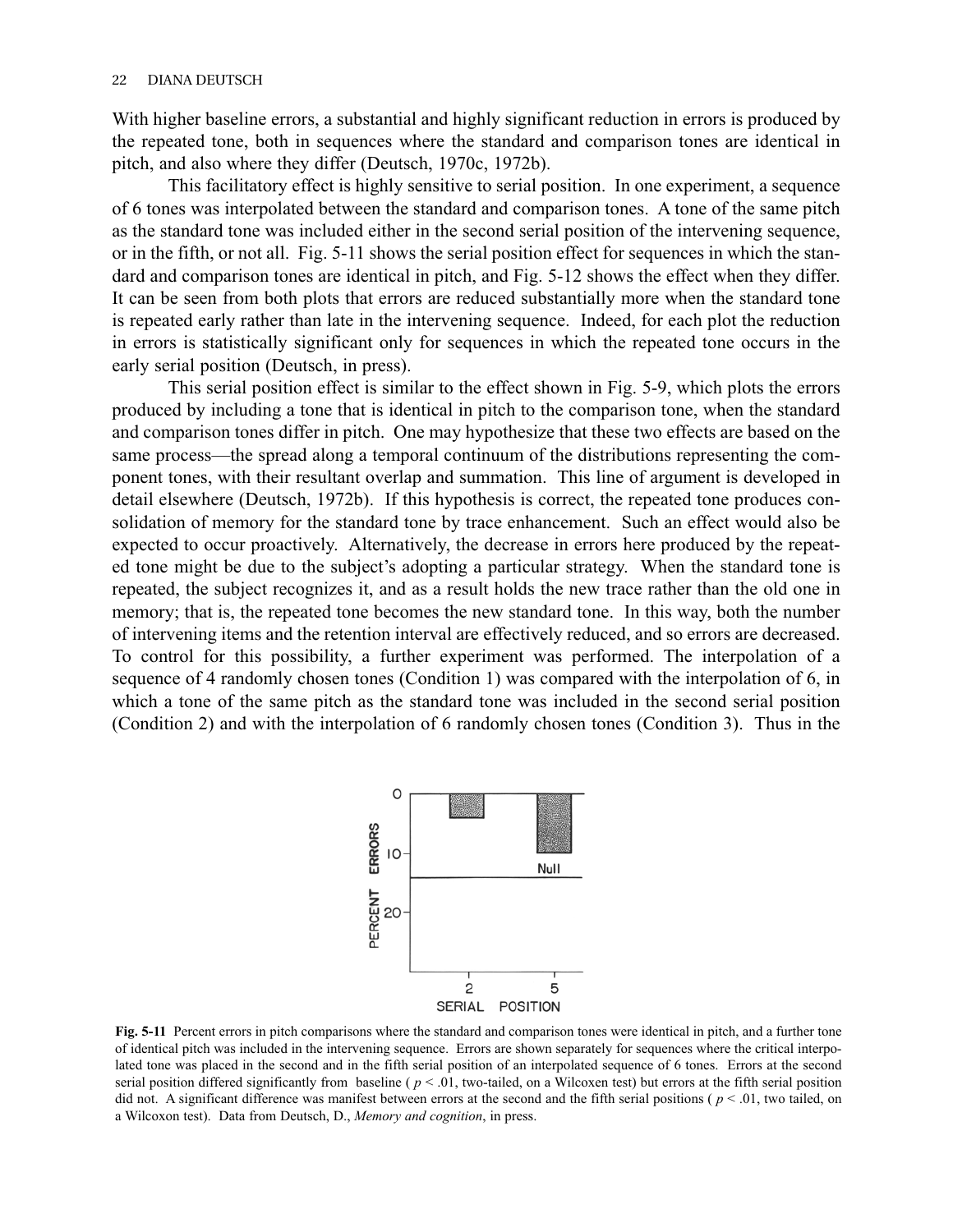With higher baseline errors, a substantial and highly significant reduction in errors is produced by the repeated tone, both in sequences where the standard and comparison tones are identical in pitch, and also where they differ (Deutsch, 1970c, 1972b).

This facilitatory effect is highly sensitive to serial position. In one experiment, a sequence of 6 tones was interpolated between the standard and comparison tones. A tone of the same pitch as the standard tone was included either in the second serial position of the intervening sequence, or in the fifth, or not all. Fig. 5-11 shows the serial position effect for sequences in which the standard and comparison tones are identical in pitch, and Fig. 5-12 shows the effect when they differ. It can be seen from both plots that errors are reduced substantially more when the standard tone is repeated early rather than late in the intervening sequence. Indeed, for each plot the reduction in errors is statistically significant only for sequences in which the repeated tone occurs in the early serial position (Deutsch, in press).

This serial position effect is similar to the effect shown in Fig. 5-9, which plots the errors produced by including a tone that is identical in pitch to the comparison tone, when the standard and comparison tones differ in pitch. One may hypothesize that these two effects are based on the same process—the spread along a temporal continuum of the distributions representing the component tones, with their resultant overlap and summation. This line of argument is developed in detail elsewhere (Deutsch, 1972b). If this hypothesis is correct, the repeated tone produces consolidation of memory for the standard tone by trace enhancement. Such an effect would also be expected to occur proactively. Alternatively, the decrease in errors here produced by the repeated tone might be due to the subject's adopting a particular strategy. When the standard tone is repeated, the subject recognizes it, and as a result holds the new trace rather than the old one in memory; that is, the repeated tone becomes the new standard tone. In this way, both the number of intervening items and the retention interval are effectively reduced, and so errors are decreased. To control for this possibility, a further experiment was performed. The interpolation of a sequence of 4 randomly chosen tones (Condition 1) was compared with the interpolation of 6, in which a tone of the same pitch as the standard tone was included in the second serial position (Condition 2) and with the interpolation of 6 randomly chosen tones (Condition 3). Thus in the

**Fig. 5-11** Percent errors in pitch comparisons where the standard and comparison tones were identical in pitch, and a further tone of identical pitch was included in the intervening sequence. Errors are shown separately for sequences where the critical interpolated tone was placed in the second and in the fifth serial position of an interpolated sequence of 6 tones. Errors at the second serial position differed significantly from baseline ( $p < .01$, two-tailed, on a Wilcoxen test) but errors at the fifth serial position did not. A significant difference was manifest between errors at the second and the fifth serial positions ( $p < .01$, two tailed, on a Wilcoxon test). Data from Deutsch, D., *Memory and cognition*, in press.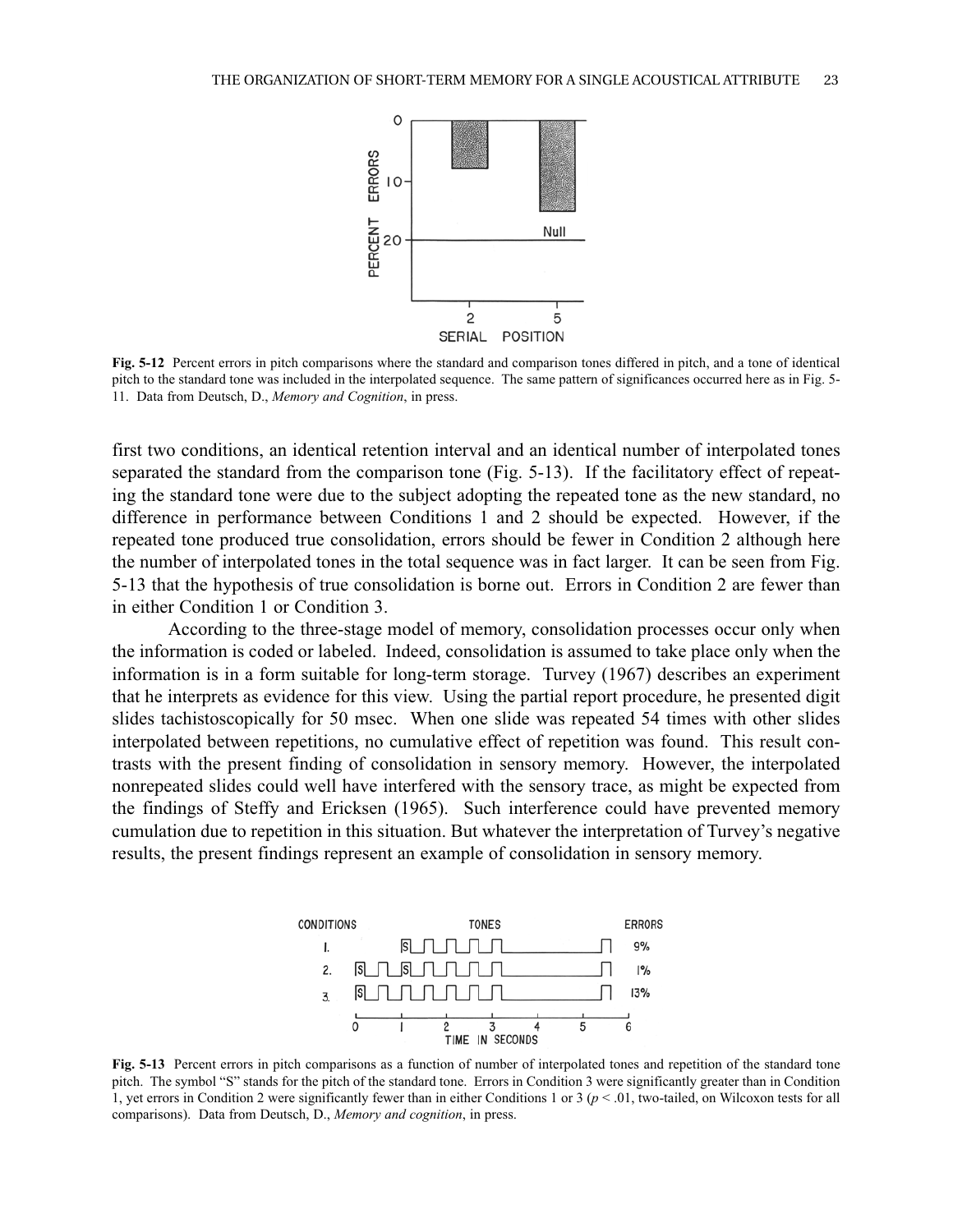**Fig. 5-12** Percent errors in pitch comparisons where the standard and comparison tones differed in pitch, and a tone of identical pitch to the standard tone was included in the interpolated sequence. The same pattern of significances occurred here as in Fig. 5-11. Data from Deutsch, D., *Memory and Cognition*, in press.

first two conditions, an identical retention interval and an identical number of interpolated tones separated the standard from the comparison tone (Fig. 5-13). If the facilitatory effect of repeating the standard tone were due to the subject adopting the repeated tone as the new standard, no difference in performance between Conditions 1 and 2 should be expected. However, if the repeated tone produced true consolidation, errors should be fewer in Condition 2 although here the number of interpolated tones in the total sequence was in fact larger. It can be seen from Fig. 5-13 that the hypothesis of true consolidation is borne out. Errors in Condition 2 are fewer than in either Condition 1 or Condition 3.

According to the three-stage model of memory, consolidation processes occur only when the information is coded or labeled. Indeed, consolidation is assumed to take place only when the information is in a form suitable for long-term storage. Turvey (1967) describes an experiment that he interprets as evidence for this view. Using the partial report procedure, he presented digit slides tachistoscopically for 50 msec. When one slide was repeated 54 times with other slides interpolated between repetitions, no cumulative effect of repetition was found. This result contrasts with the present finding of consolidation in sensory memory. However, the interpolated nonrepeated slides could well have interfered with the sensory trace, as might be expected from the findings of Steffy and Ericksen (1965). Such interference could have prevented memory cumulation due to repetition in this situation. But whatever the interpretation of Turvey's negative results, the present findings represent an example of consolidation in sensory memory.

**Fig. 5-13** Percent errors in pitch comparisons as a function of number of interpolated tones and repetition of the standard tone pitch. The symbol "S" stands for the pitch of the standard tone. Errors in Condition 3 were significantly greater than in Condition 1, yet errors in Condition 2 were significantly fewer than in either Conditions 1 or 3 ($p < .01$, two-tailed, on Wilcoxon tests for all comparisons). Data from Deutsch, D., *Memory and cognition*, in press.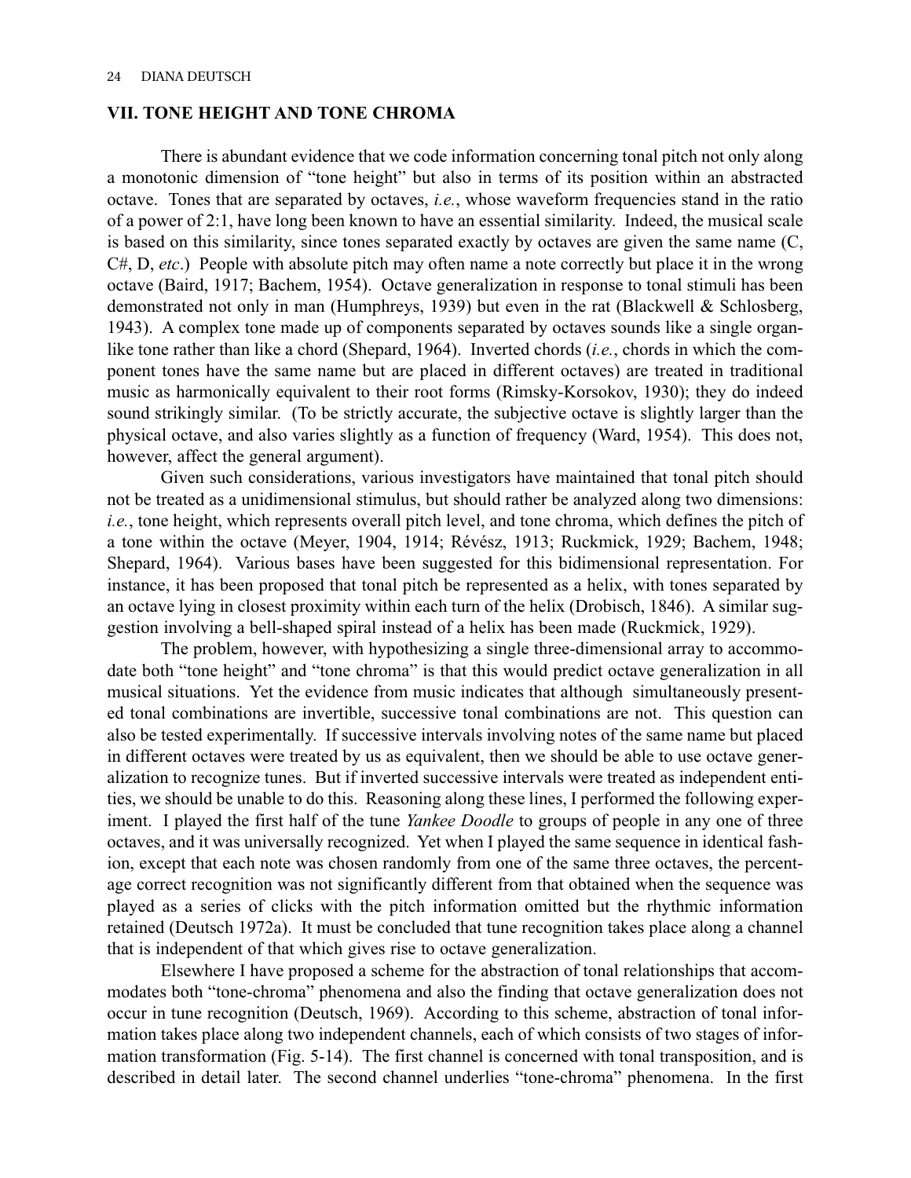## VII. TONE HEIGHT AND TONE CHROMA

There is abundant evidence that we code information concerning tonal pitch not only along a monotonic dimension of "tone height" but also in terms of its position within an abstracted octave. Tones that are separated by octaves, *i.e.*, whose waveform frequencies stand in the ratio of a power of 2:1, have long been known to have an essential similarity. Indeed, the musical scale is based on this similarity, since tones separated exactly by octaves are given the same name (C, C#, D, *etc*.) People with absolute pitch may often name a note correctly but place it in the wrong octave (Baird, 1917; Bachem, 1954). Octave generalization in response to tonal stimuli has been demonstrated not only in man (Humphreys, 1939) but even in the rat (Blackwell & Schlosberg, 1943). A complex tone made up of components separated by octaves sounds like a single organ-like tone rather than like a chord (Shepard, 1964). Inverted chords (*i.e.*, chords in which the component tones have the same name but are placed in different octaves) are treated in traditional music as harmonically equivalent to their root forms (Rimsky-Korsokov, 1930); they do indeed sound strikingly similar. (To be strictly accurate, the subjective octave is slightly larger than the physical octave, and also varies slightly as a function of frequency (Ward, 1954). This does not, however, affect the general argument).

Given such considerations, various investigators have maintained that tonal pitch should not be treated as a unidimensional stimulus, but should rather be analyzed along two dimensions: *i.e.*, tone height, which represents overall pitch level, and tone chroma, which defines the pitch of a tone within the octave (Meyer, 1904, 1914; Révész, 1913; Ruckmick, 1929; Bachem, 1948; Shepard, 1964). Various bases have been suggested for this bidimensional representation. For instance, it has been proposed that tonal pitch be represented as a helix, with tones separated by an octave lying in closest proximity within each turn of the helix (Drobisch, 1846). A similar suggestion involving a bell-shaped spiral instead of a helix has been made (Ruckmick, 1929).

The problem, however, with hypothesizing a single three-dimensional array to accommodate both "tone height" and "tone chroma" is that this would predict octave generalization in all musical situations. Yet the evidence from music indicates that although simultaneously presented tonal combinations are invertible, successive tonal combinations are not. This question can also be tested experimentally. If successive intervals involving notes of the same name but placed in different octaves were treated by us as equivalent, then we should be able to use octave generalization to recognize tunes. But if inverted successive intervals were treated as independent entities, we should be unable to do this. Reasoning along these lines, I performed the following experiment. I played the first half of the tune *Yankee Doodle* to groups of people in any one of three octaves, and it was universally recognized. Yet when I played the same sequence in identical fashion, except that each note was chosen randomly from one of the same three octaves, the percentage correct recognition was not significantly different from that obtained when the sequence was played as a series of clicks with the pitch information omitted but the rhythmic information retained (Deutsch 1972a). It must be concluded that tune recognition takes place along a channel that is independent of that which gives rise to octave generalization.

Elsewhere I have proposed a scheme for the abstraction of tonal relationships that accommodates both "tone-chroma" phenomena and also the finding that octave generalization does not occur in tune recognition (Deutsch, 1969). According to this scheme, abstraction of tonal information takes place along two independent channels, each of which consists of two stages of information transformation (Fig. 5-14). The first channel is concerned with tonal transposition, and is described in detail later. The second channel underlies "tone-chroma" phenomena. In the first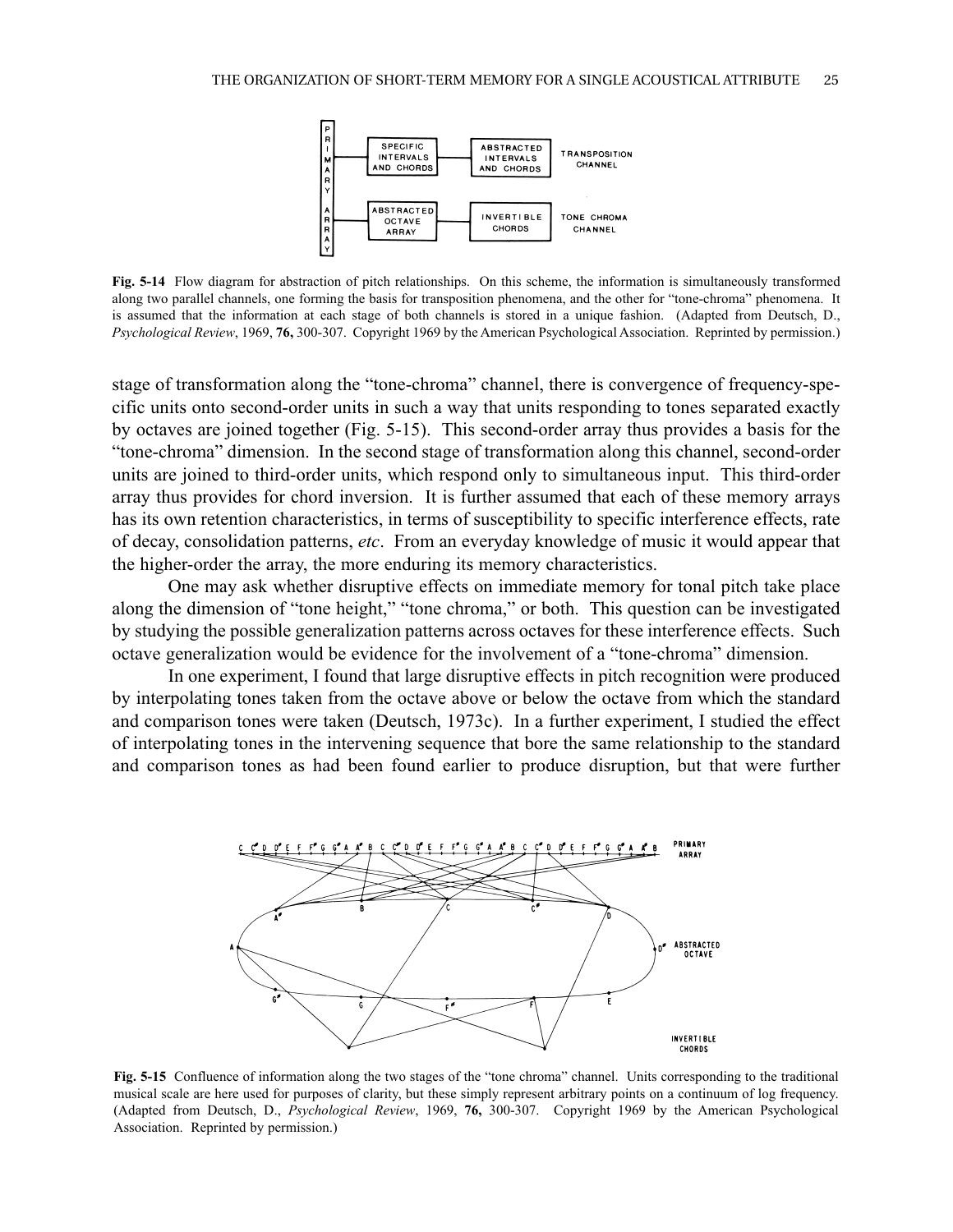**Fig. 5-14** Flow diagram for abstraction of pitch relationships. On this scheme, the information is simultaneously transformed along two parallel channels, one forming the basis for transposition phenomena, and the other for "tone-chroma" phenomena. It is assumed that the information at each stage of both channels is stored in a unique fashion. (Adapted from Deutsch, D., *Psychological Review*, 1969, **76,** 300-307. Copyright 1969 by the American Psychological Association. Reprinted by permission.)

stage of transformation along the "tone-chroma" channel, there is convergence of frequency-specific units onto second-order units in such a way that units responding to tones separated exactly by octaves are joined together (Fig. 5-15). This second-order array thus provides a basis for the "tone-chroma" dimension. In the second stage of transformation along this channel, second-order units are joined to third-order units, which respond only to simultaneous input. This third-order array thus provides for chord inversion. It is further assumed that each of these memory arrays has its own retention characteristics, in terms of susceptibility to specific interference effects, rate of decay, consolidation patterns, *etc*. From an everyday knowledge of music it would appear that the higher-order the array, the more enduring its memory characteristics.

One may ask whether disruptive effects on immediate memory for tonal pitch take place along the dimension of "tone height," "tone chroma," or both. This question can be investigated by studying the possible generalization patterns across octaves for these interference effects. Such octave generalization would be evidence for the involvement of a "tone-chroma" dimension.

In one experiment, I found that large disruptive effects in pitch recognition were produced by interpolating tones taken from the octave above or below the octave from which the standard and comparison tones were taken (Deutsch, 1973c). In a further experiment, I studied the effect of interpolating tones in the intervening sequence that bore the same relationship to the standard and comparison tones as had been found earlier to produce disruption, but that were further

**Fig. 5-15** Confluence of information along the two stages of the "tone chroma" channel. Units corresponding to the traditional musical scale are here used for purposes of clarity, but these simply represent arbitrary points on a continuum of log frequency. (Adapted from Deutsch, D., *Psychological Review*, 1969, **76,** 300-307. Copyright 1969 by the American Psychological Association. Reprinted by permission.)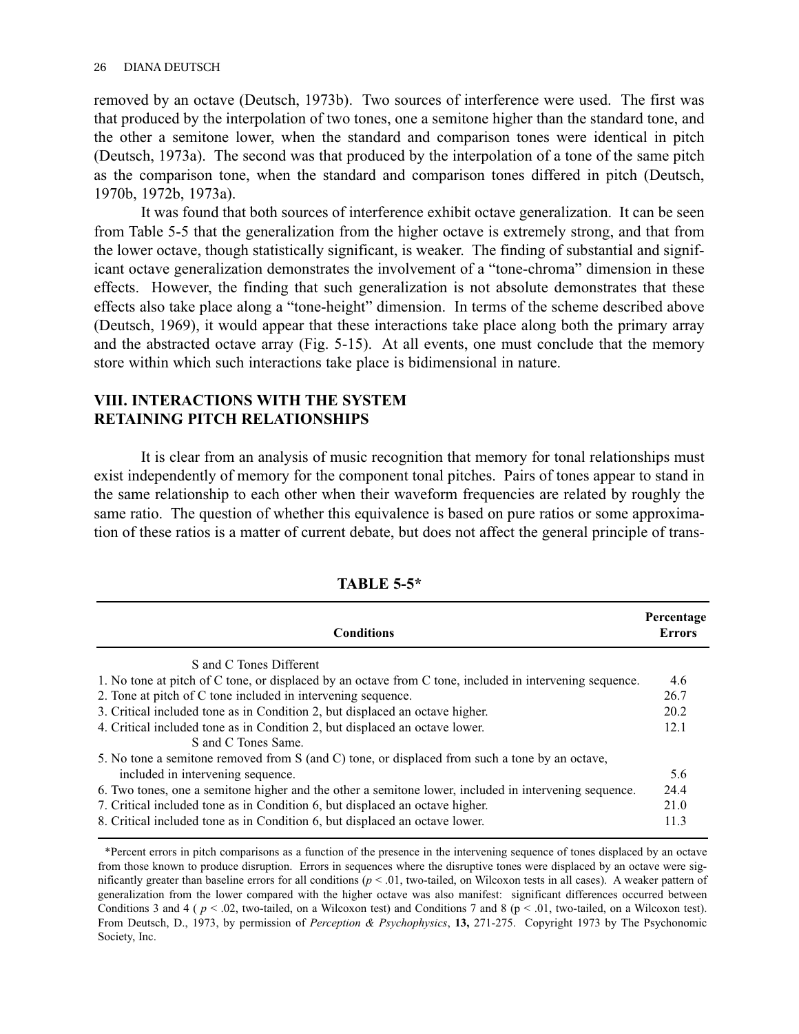removed by an octave (Deutsch, 1973b). Two sources of interference were used. The first was that produced by the interpolation of two tones, one a semitone higher than the standard tone, and the other a semitone lower, when the standard and comparison tones were identical in pitch (Deutsch, 1973a). The second was that produced by the interpolation of a tone of the same pitch as the comparison tone, when the standard and comparison tones differed in pitch (Deutsch, 1970b, 1972b, 1973a).

It was found that both sources of interference exhibit octave generalization. It can be seen from Table 5-5 that the generalization from the higher octave is extremely strong, and that from the lower octave, though statistically significant, is weaker. The finding of substantial and significant octave generalization demonstrates the involvement of a "tone-chroma" dimension in these effects. However, the finding that such generalization is not absolute demonstrates that these effects also take place along a "tone-height" dimension. In terms of the scheme described above (Deutsch, 1969), it would appear that these interactions take place along both the primary array and the abstracted octave array (Fig. 5-15). At all events, one must conclude that the memory store within which such interactions take place is bidimensional in nature.

## VIII. INTERACTIONS WITH THE SYSTEM RETAINING PITCH RELATIONSHIPS

It is clear from an analysis of music recognition that memory for tonal relationships must exist independently of memory for the component tonal pitches. Pairs of tones appear to stand in the same relationship to each other when their waveform frequencies are related by roughly the same ratio. The question of whether this equivalence is based on pure ratios or some approximation of these ratios is a matter of current debate, but does not affect the general principle of trans-

**TABLE 5-5***

| Conditions | Percentage Errors |
|---|---|
| S and C Tones Different | |
| 1. No tone at pitch of C tone, or displaced by an octave from C tone, included in intervening sequence. | 4.6 |
| 2. Tone at pitch of C tone included in intervening sequence. | 26.7 |
| 3. Critical included tone as in Condition 2, but displaced an octave higher. | 20.2 |
| 4. Critical included tone as in Condition 2, but displaced an octave lower. | 12.1 |
| S and C Tones Same. | |
| 5. No tone a semitone removed from S (and C) tone, or displaced from such a tone by an octave, included in intervening sequence. | 5.6 |
| 6. Two tones, one a semitone higher and the other a semitone lower, included in intervening sequence. | 24.4 |
| 7. Critical included tone as in Condition 6, but displaced an octave higher. | 21.0 |
| 8. Critical included tone as in Condition 6, but displaced an octave lower. | 11.3 |

*Percent errors in pitch comparisons as a function of the presence in the intervening sequence of tones displaced by an octave from those known to produce disruption. Errors in sequences where the disruptive tones were displaced by an octave were significantly greater than baseline errors for all conditions ($p < .01$, two-tailed, on Wilcoxon tests in all cases). A weaker pattern of generalization from the lower compared with the higher octave was also manifest: significant differences occurred between Conditions 3 and 4 ($p < .02$, two-tailed, on a Wilcoxon test) and Conditions 7 and 8 ($p < .01$, two-tailed, on a Wilcoxon test). From Deutsch, D., 1973, by permission of *Perception & Psychophysics*, **13,** 271-275. Copyright 1973 by The Psychonomic Society, Inc.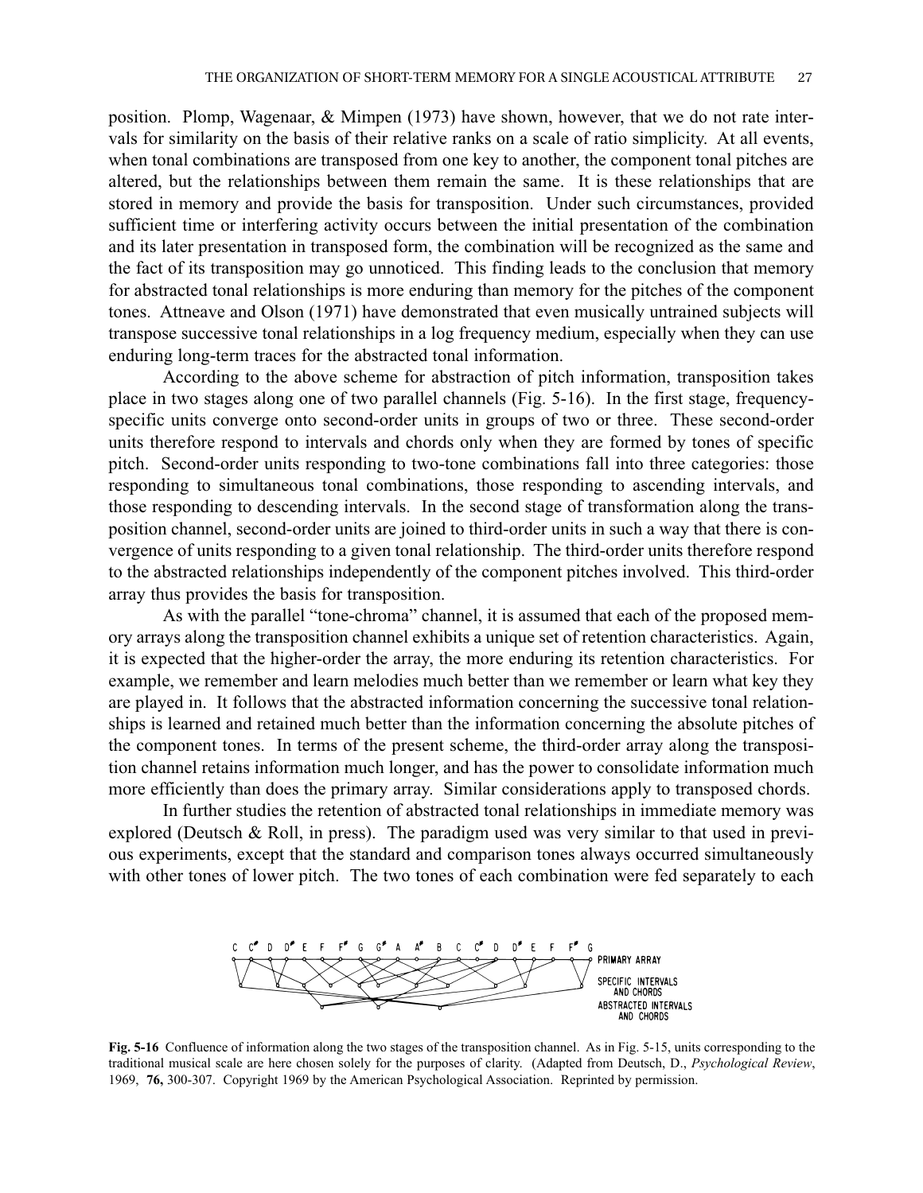position. Plomp, Wagenaar, & Mimpen (1973) have shown, however, that we do not rate intervals for similarity on the basis of their relative ranks on a scale of ratio simplicity. At all events, when tonal combinations are transposed from one key to another, the component tonal pitches are altered, but the relationships between them remain the same. It is these relationships that are stored in memory and provide the basis for transposition. Under such circumstances, provided sufficient time or interfering activity occurs between the initial presentation of the combination and its later presentation in transposed form, the combination will be recognized as the same and the fact of its transposition may go unnoticed. This finding leads to the conclusion that memory for abstracted tonal relationships is more enduring than memory for the pitches of the component tones. Attneave and Olson (1971) have demonstrated that even musically untrained subjects will transpose successive tonal relationships in a log frequency medium, especially when they can use enduring long-term traces for the abstracted tonal information.

According to the above scheme for abstraction of pitch information, transposition takes place in two stages along one of two parallel channels (Fig. 5-16). In the first stage, frequency-specific units converge onto second-order units in groups of two or three. These second-order units therefore respond to intervals and chords only when they are formed by tones of specific pitch. Second-order units responding to two-tone combinations fall into three categories: those responding to simultaneous tonal combinations, those responding to ascending intervals, and those responding to descending intervals. In the second stage of transformation along the transposition channel, second-order units are joined to third-order units in such a way that there is convergence of units responding to a given tonal relationship. The third-order units therefore respond to the abstracted relationships independently of the component pitches involved. This third-order array thus provides the basis for transposition.

As with the parallel "tone-chroma" channel, it is assumed that each of the proposed memory arrays along the transposition channel exhibits a unique set of retention characteristics. Again, it is expected that the higher-order the array, the more enduring its retention characteristics. For example, we remember and learn melodies much better than we remember or learn what key they are played in. It follows that the abstracted information concerning the successive tonal relationships is learned and retained much better than the information concerning the absolute pitches of the component tones. In terms of the present scheme, the third-order array along the transposition channel retains information much longer, and has the power to consolidate information much more efficiently than does the primary array. Similar considerations apply to transposed chords.

In further studies the retention of abstracted tonal relationships in immediate memory was explored (Deutsch & Roll, in press). The paradigm used was very similar to that used in previous experiments, except that the standard and comparison tones always occurred simultaneously with other tones of lower pitch. The two tones of each combination were fed separately to each

C C♯ D D♯ E F F♯ G G♯ A A♯ B C C♯ D D♯ E F F♯ G — PRIMARY ARRAY; SPECIFIC INTERVALS AND CHORDS; ABSTRACTED INTERVALS AND CHORDS

**Fig. 5-16** Confluence of information along the two stages of the transposition channel. As in Fig. 5-15, units corresponding to the traditional musical scale are here chosen solely for the purposes of clarity. (Adapted from Deutsch, D., *Psychological Review*, 1969, **76,** 300-307. Copyright 1969 by the American Psychological Association. Reprinted by permission.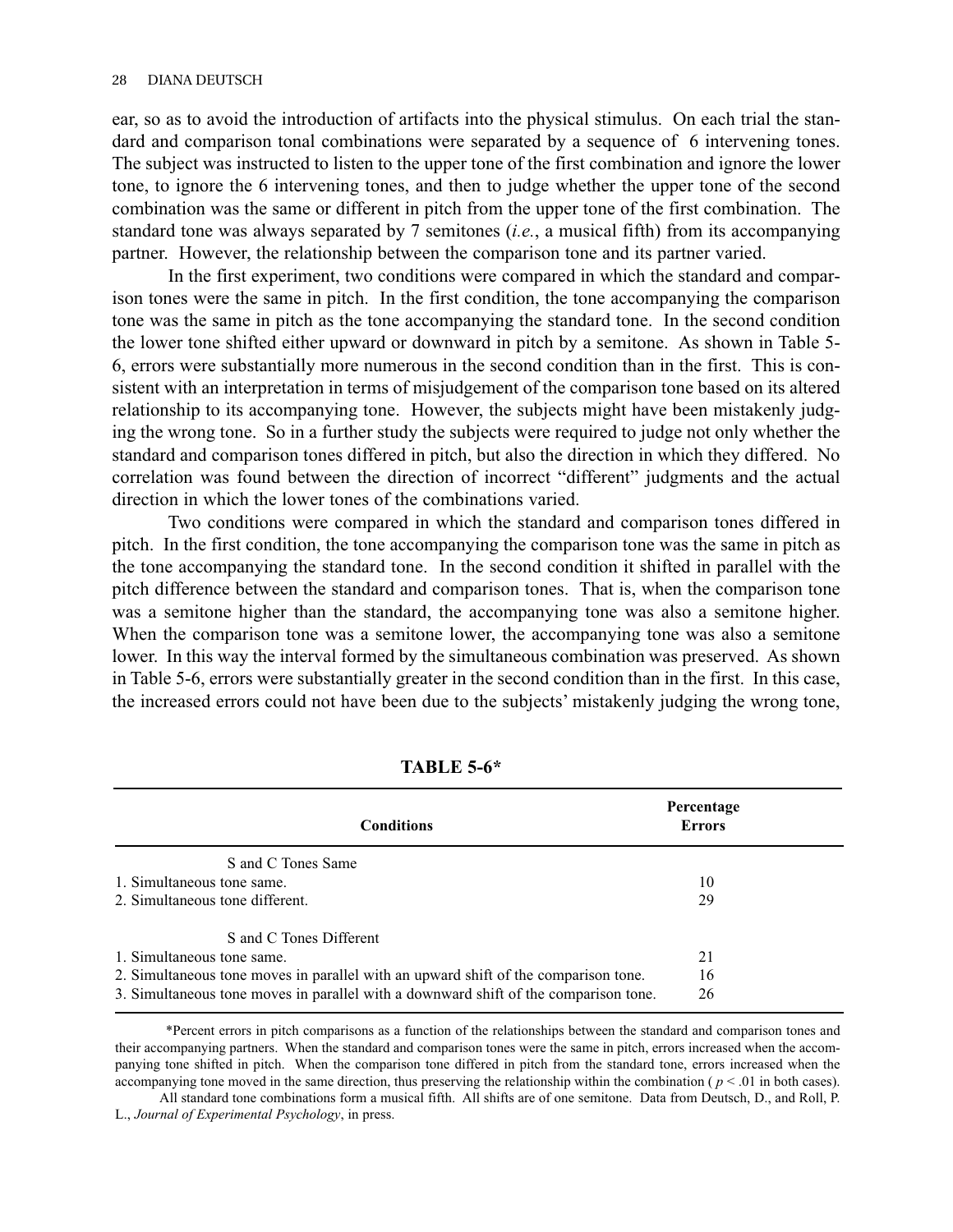ear, so as to avoid the introduction of artifacts into the physical stimulus. On each trial the standard and comparison tonal combinations were separated by a sequence of 6 intervening tones. The subject was instructed to listen to the upper tone of the first combination and ignore the lower tone, to ignore the 6 intervening tones, and then to judge whether the upper tone of the second combination was the same or different in pitch from the upper tone of the first combination. The standard tone was always separated by 7 semitones (*i.e.*, a musical fifth) from its accompanying partner. However, the relationship between the comparison tone and its partner varied.

In the first experiment, two conditions were compared in which the standard and comparison tones were the same in pitch. In the first condition, the tone accompanying the comparison tone was the same in pitch as the tone accompanying the standard tone. In the second condition the lower tone shifted either upward or downward in pitch by a semitone. As shown in Table 5-6, errors were substantially more numerous in the second condition than in the first. This is consistent with an interpretation in terms of misjudgement of the comparison tone based on its altered relationship to its accompanying tone. However, the subjects might have been mistakenly judging the wrong tone. So in a further study the subjects were required to judge not only whether the standard and comparison tones differed in pitch, but also the direction in which they differed. No correlation was found between the direction of incorrect "different" judgments and the actual direction in which the lower tones of the combinations varied.

Two conditions were compared in which the standard and comparison tones differed in pitch. In the first condition, the tone accompanying the comparison tone was the same in pitch as the tone accompanying the standard tone. In the second condition it shifted in parallel with the pitch difference between the standard and comparison tones. That is, when the comparison tone was a semitone higher than the standard, the accompanying tone was also a semitone higher. When the comparison tone was a semitone lower, the accompanying tone was also a semitone lower. In this way the interval formed by the simultaneous combination was preserved. As shown in Table 5-6, errors were substantially greater in the second condition than in the first. In this case, the increased errors could not have been due to the subjects' mistakenly judging the wrong tone,

**TABLE 5-6\***

| Conditions | Percentage Errors |
|---|---|
| S and C Tones Same | |
| 1. Simultaneous tone same. | 10 |
| 2. Simultaneous tone different. | 29 |
| S and C Tones Different | |
| 1. Simultaneous tone same. | 21 |
| 2. Simultaneous tone moves in parallel with an upward shift of the comparison tone. | 16 |
| 3. Simultaneous tone moves in parallel with a downward shift of the comparison tone. | 26 |

\*Percent errors in pitch comparisons as a function of the relationships between the standard and comparison tones and their accompanying partners. When the standard and comparison tones were the same in pitch, errors increased when the accompanying tone shifted in pitch. When the comparison tone differed in pitch from the standard tone, errors increased when the accompanying tone moved in the same direction, thus preserving the relationship within the combination ( $p < .01$ in both cases).

All standard tone combinations form a musical fifth. All shifts are of one semitone. Data from Deutsch, D., and Roll, P. L., *Journal of Experimental Psychology*, in press.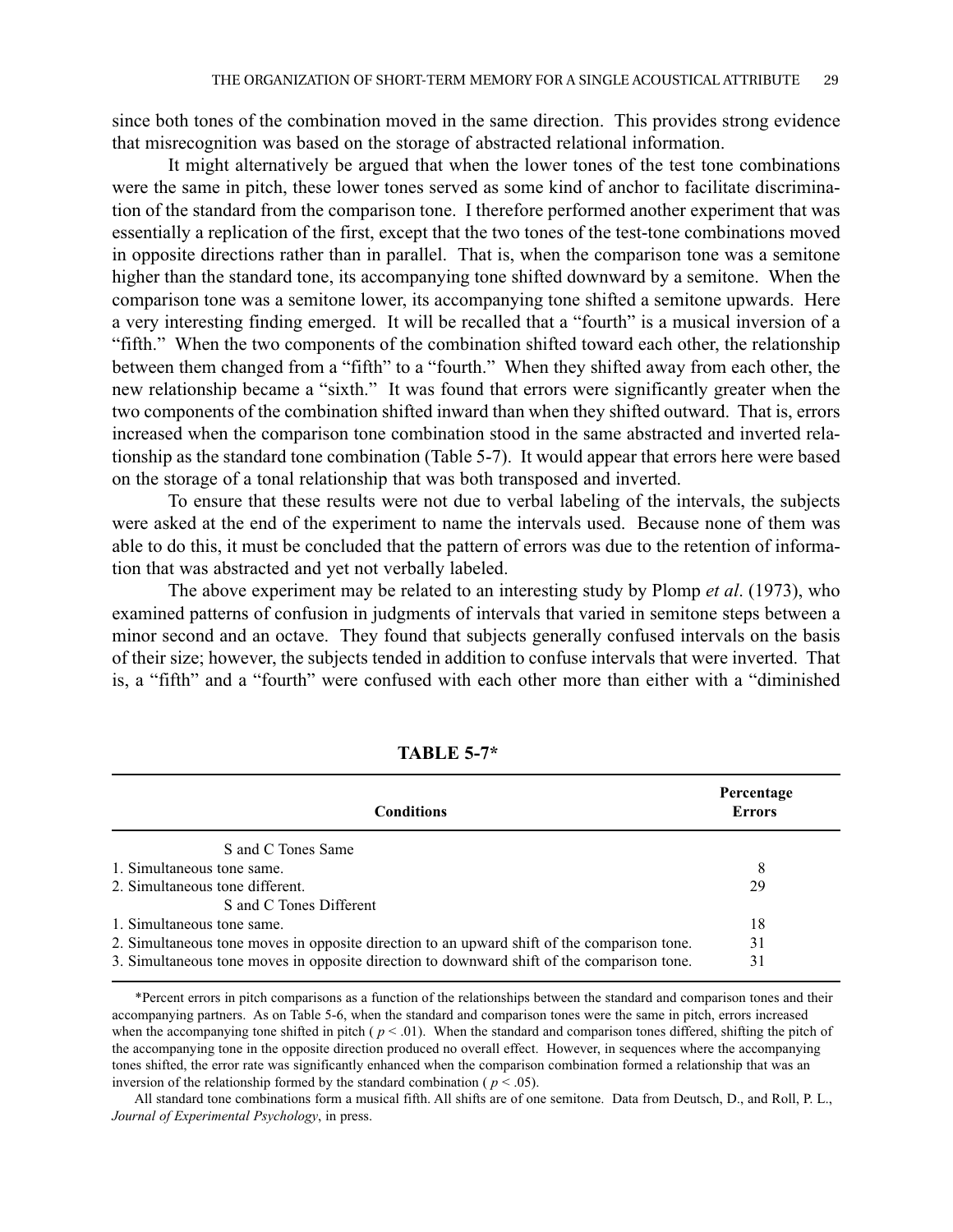since both tones of the combination moved in the same direction. This provides strong evidence that misrecognition was based on the storage of abstracted relational information.

It might alternatively be argued that when the lower tones of the test tone combinations were the same in pitch, these lower tones served as some kind of anchor to facilitate discrimination of the standard from the comparison tone. I therefore performed another experiment that was essentially a replication of the first, except that the two tones of the test-tone combinations moved in opposite directions rather than in parallel. That is, when the comparison tone was a semitone higher than the standard tone, its accompanying tone shifted downward by a semitone. When the comparison tone was a semitone lower, its accompanying tone shifted a semitone upwards. Here a very interesting finding emerged. It will be recalled that a "fourth" is a musical inversion of a "fifth." When the two components of the combination shifted toward each other, the relationship between them changed from a "fifth" to a "fourth." When they shifted away from each other, the new relationship became a "sixth." It was found that errors were significantly greater when the two components of the combination shifted inward than when they shifted outward. That is, errors increased when the comparison tone combination stood in the same abstracted and inverted relationship as the standard tone combination (Table 5-7). It would appear that errors here were based on the storage of a tonal relationship that was both transposed and inverted.

To ensure that these results were not due to verbal labeling of the intervals, the subjects were asked at the end of the experiment to name the intervals used. Because none of them was able to do this, it must be concluded that the pattern of errors was due to the retention of information that was abstracted and yet not verbally labeled.

The above experiment may be related to an interesting study by Plomp *et al*. (1973), who examined patterns of confusion in judgments of intervals that varied in semitone steps between a minor second and an octave. They found that subjects generally confused intervals on the basis of their size; however, the subjects tended in addition to confuse intervals that were inverted. That is, a "fifth" and a "fourth" were confused with each other more than either with a "diminished

**TABLE 5-7***

| Conditions | Percentage Errors |
|---|---|
| S and C Tones Same | |
| 1. Simultaneous tone same. | 8 |
| 2. Simultaneous tone different. | 29 |
| S and C Tones Different | |
| 1. Simultaneous tone same. | 18 |
| 2. Simultaneous tone moves in opposite direction to an upward shift of the comparison tone. | 31 |
| 3. Simultaneous tone moves in opposite direction to downward shift of the comparison tone. | 31 |

*Percent errors in pitch comparisons as a function of the relationships between the standard and comparison tones and their accompanying partners. As on Table 5-6, when the standard and comparison tones were the same in pitch, errors increased when the accompanying tone shifted in pitch ( $p < .01$). When the standard and comparison tones differed, shifting the pitch of the accompanying tone in the opposite direction produced no overall effect. However, in sequences where the accompanying tones shifted, the error rate was significantly enhanced when the comparison combination formed a relationship that was an inversion of the relationship formed by the standard combination ( $p < .05$).

All standard tone combinations form a musical fifth. All shifts are of one semitone. Data from Deutsch, D., and Roll, P. L., *Journal of Experimental Psychology*, in press.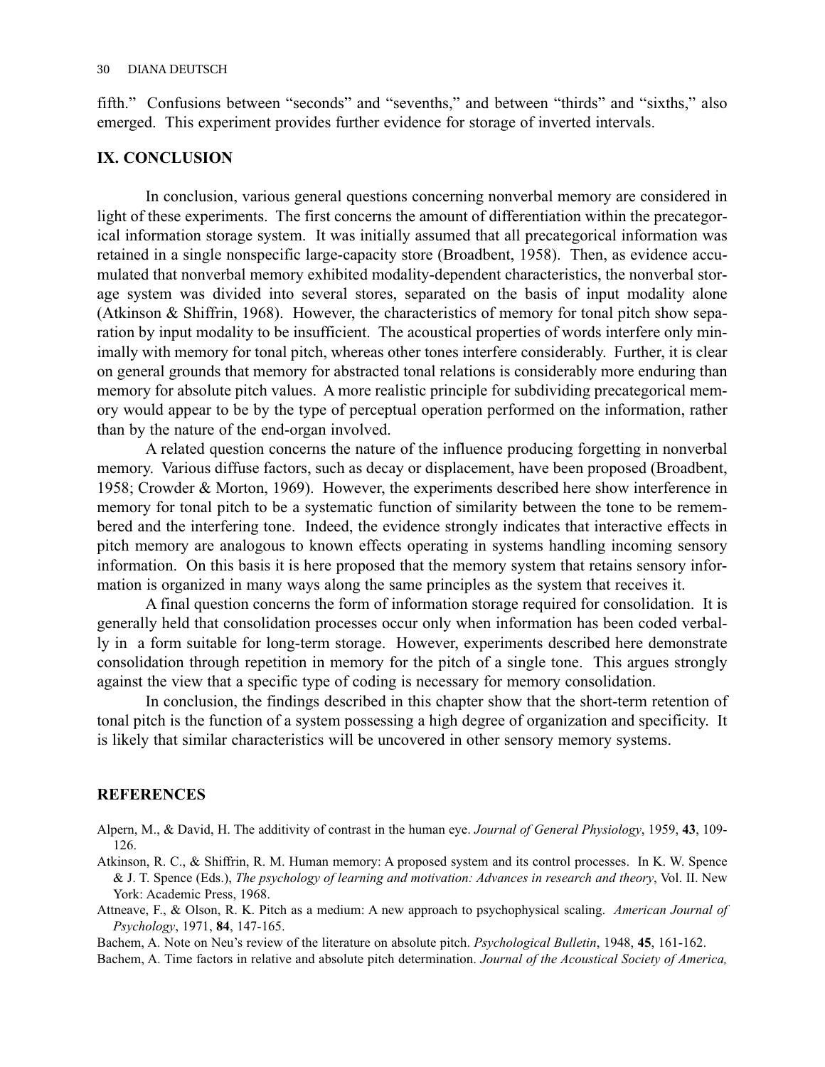fifth." Confusions between "seconds" and "sevenths," and between "thirds" and "sixths," also emerged. This experiment provides further evidence for storage of inverted intervals.

## IX. CONCLUSION

In conclusion, various general questions concerning nonverbal memory are considered in light of these experiments. The first concerns the amount of differentiation within the precategorical information storage system. It was initially assumed that all precategorical information was retained in a single nonspecific large-capacity store (Broadbent, 1958). Then, as evidence accumulated that nonverbal memory exhibited modality-dependent characteristics, the nonverbal storage system was divided into several stores, separated on the basis of input modality alone (Atkinson & Shiffrin, 1968). However, the characteristics of memory for tonal pitch show separation by input modality to be insufficient. The acoustical properties of words interfere only minimally with memory for tonal pitch, whereas other tones interfere considerably. Further, it is clear on general grounds that memory for abstracted tonal relations is considerably more enduring than memory for absolute pitch values. A more realistic principle for subdividing precategorical memory would appear to be by the type of perceptual operation performed on the information, rather than by the nature of the end-organ involved.

A related question concerns the nature of the influence producing forgetting in nonverbal memory. Various diffuse factors, such as decay or displacement, have been proposed (Broadbent, 1958; Crowder & Morton, 1969). However, the experiments described here show interference in memory for tonal pitch to be a systematic function of similarity between the tone to be remembered and the interfering tone. Indeed, the evidence strongly indicates that interactive effects in pitch memory are analogous to known effects operating in systems handling incoming sensory information. On this basis it is here proposed that the memory system that retains sensory information is organized in many ways along the same principles as the system that receives it.

A final question concerns the form of information storage required for consolidation. It is generally held that consolidation processes occur only when information has been coded verbally in a form suitable for long-term storage. However, experiments described here demonstrate consolidation through repetition in memory for the pitch of a single tone. This argues strongly against the view that a specific type of coding is necessary for memory consolidation.

In conclusion, the findings described in this chapter show that the short-term retention of tonal pitch is the function of a system possessing a high degree of organization and specificity. It is likely that similar characteristics will be uncovered in other sensory memory systems.

## REFERENCES

Alpern, M., & David, H. The additivity of contrast in the human eye. *Journal of General Physiology*, 1959, **43**, 109-126.

Atkinson, R. C., & Shiffrin, R. M. Human memory: A proposed system and its control processes. In K. W. Spence & J. T. Spence (Eds.), *The psychology of learning and motivation: Advances in research and theory*, Vol. II. New York: Academic Press, 1968.

Attneave, F., & Olson, R. K. Pitch as a medium: A new approach to psychophysical scaling. *American Journal of Psychology*, 1971, **84**, 147-165.

Bachem, A. Note on Neu's review of the literature on absolute pitch. *Psychological Bulletin*, 1948, **45**, 161-162.

Bachem, A. Time factors in relative and absolute pitch determination. *Journal of the Acoustical Society of America,*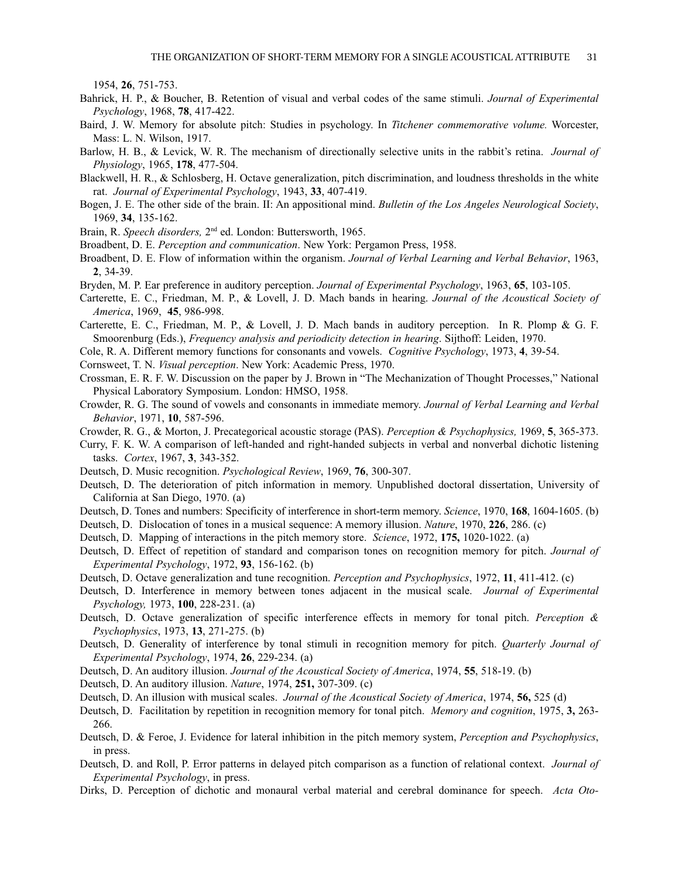1954, **26**, 751-753.

Bahrick, H. P., & Boucher, B. Retention of visual and verbal codes of the same stimuli. *Journal of Experimental Psychology*, 1968, **78**, 417-422.

Baird, J. W. Memory for absolute pitch: Studies in psychology. In *Titchener commemorative volume.* Worcester, Mass: L. N. Wilson, 1917.

Barlow, H. B., & Levick, W. R. The mechanism of directionally selective units in the rabbit's retina. *Journal of Physiology*, 1965, **178**, 477-504.

Blackwell, H. R., & Schlosberg, H. Octave generalization, pitch discrimination, and loudness thresholds in the white rat. *Journal of Experimental Psychology*, 1943, **33**, 407-419.

Bogen, J. E. The other side of the brain. II: An appositional mind. *Bulletin of the Los Angeles Neurological Society*, 1969, **34**, 135-162.

Brain, R. *Speech disorders,* 2nd ed. London: Buttersworth, 1965.

Broadbent, D. E. *Perception and communication*. New York: Pergamon Press, 1958.

Broadbent, D. E. Flow of information within the organism. *Journal of Verbal Learning and Verbal Behavior*, 1963, **2**, 34-39.

Bryden, M. P. Ear preference in auditory perception. *Journal of Experimental Psychology*, 1963, **65**, 103-105.

Carterette, E. C., Friedman, M. P., & Lovell, J. D. Mach bands in hearing. *Journal of the Acoustical Society of America*, 1969, **45**, 986-998.

Carterette, E. C., Friedman, M. P., & Lovell, J. D. Mach bands in auditory perception. In R. Plomp & G. F. Smoorenburg (Eds.), *Frequency analysis and periodicity detection in hearing*. Sijthoff: Leiden, 1970.

Cole, R. A. Different memory functions for consonants and vowels. *Cognitive Psychology*, 1973, **4**, 39-54.

Cornsweet, T. N. *Visual perception*. New York: Academic Press, 1970.

Crossman, E. R. F. W. Discussion on the paper by J. Brown in "The Mechanization of Thought Processes," National Physical Laboratory Symposium. London: HMSO, 1958.

Crowder, R. G. The sound of vowels and consonants in immediate memory. *Journal of Verbal Learning and Verbal Behavior*, 1971, **10**, 587-596.

Crowder, R. G., & Morton, J. Precategorical acoustic storage (PAS). *Perception & Psychophysics,* 1969, **5**, 365-373.

Curry, F. K. W. A comparison of left-handed and right-handed subjects in verbal and nonverbal dichotic listening tasks. *Cortex*, 1967, **3**, 343-352.

Deutsch, D. Music recognition. *Psychological Review*, 1969, **76**, 300-307.

Deutsch, D. The deterioration of pitch information in memory. Unpublished doctoral dissertation, University of California at San Diego, 1970. (a)

Deutsch, D. Tones and numbers: Specificity of interference in short-term memory. *Science*, 1970, **168**, 1604-1605. (b)

Deutsch, D. Dislocation of tones in a musical sequence: A memory illusion. *Nature*, 1970, **226**, 286. (c)

Deutsch, D. Mapping of interactions in the pitch memory store. *Science*, 1972, **175,** 1020-1022. (a)

Deutsch, D. Effect of repetition of standard and comparison tones on recognition memory for pitch. *Journal of Experimental Psychology*, 1972, **93**, 156-162. (b)

Deutsch, D. Octave generalization and tune recognition. *Perception and Psychophysics*, 1972, **11**, 411-412. (c)

Deutsch, D. Interference in memory between tones adjacent in the musical scale. *Journal of Experimental Psychology,* 1973, **100**, 228-231. (a)

Deutsch, D. Octave generalization of specific interference effects in memory for tonal pitch. *Perception & Psychophysics*, 1973, **13**, 271-275. (b)

Deutsch, D. Generality of interference by tonal stimuli in recognition memory for pitch. *Quarterly Journal of Experimental Psychology*, 1974, **26**, 229-234. (a)

Deutsch, D. An auditory illusion. *Journal of the Acoustical Society of America*, 1974, **55**, 518-19. (b)

Deutsch, D. An auditory illusion. *Nature*, 1974, **251,** 307-309. (c)

Deutsch, D. An illusion with musical scales. *Journal of the Acoustical Society of America*, 1974, **56,** 525 (d)

Deutsch, D. Facilitation by repetition in recognition memory for tonal pitch. *Memory and cognition*, 1975, **3,** 263-266.

Deutsch, D. & Feroe, J. Evidence for lateral inhibition in the pitch memory system, *Perception and Psychophysics*, in press.

Deutsch, D. and Roll, P. Error patterns in delayed pitch comparison as a function of relational context. *Journal of Experimental Psychology*, in press.

Dirks, D. Perception of dichotic and monaural verbal material and cerebral dominance for speech. *Acta Oto-*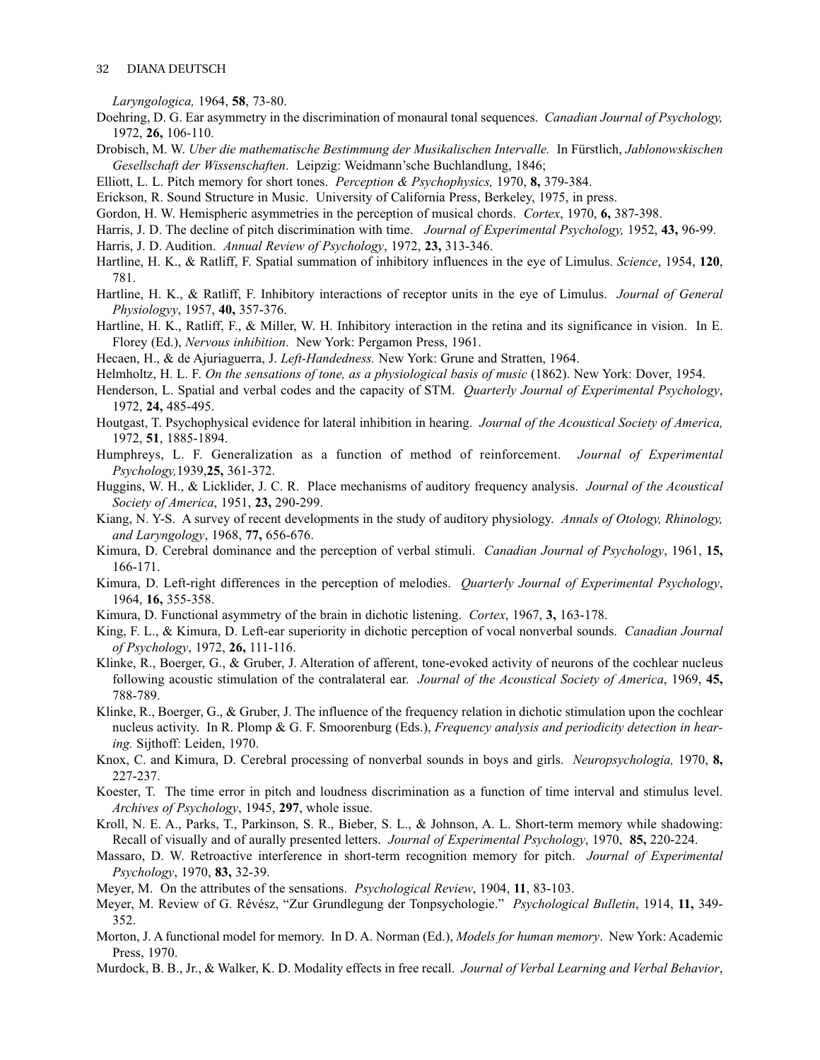*Laryngologica,* 1964, **58**, 73-80.

Doehring, D. G. Ear asymmetry in the discrimination of monaural tonal sequences. *Canadian Journal of Psychology,* 1972, **26,** 106-110.

Drobisch, M. W. *Uber die mathematische Bestimmung der Musikalischen Intervalle.* In Fürstlich, *Jablonowskischen Gesellschaft der Wissenschaften*. Leipzig: Weidmann'sche Buchhandlung, 1846;

Elliott, L. L. Pitch memory for short tones. *Perception & Psychophysics,* 1970, **8,** 379-384.

Erickson, R. Sound Structure in Music. University of California Press, Berkeley, 1975, in press.

Gordon, H. W. Hemispheric asymmetries in the perception of musical chords. *Cortex*, 1970, **6,** 387-398.

Harris, J. D. The decline of pitch discrimination with time. *Journal of Experimental Psychology,* 1952, **43,** 96-99.

Harris, J. D. Audition. *Annual Review of Psychology*, 1972, **23,** 313-346.

Hartline, H. K., & Ratliff, F. Spatial summation of inhibitory influences in the eye of Limulus. *Science*, 1954, **120**, 781.

Hartline, H. K., & Ratliff, F. Inhibitory interactions of receptor units in the eye of Limulus. *Journal of General Physiologyy*, 1957, **40,** 357-376.

Hartline, H. K., Ratliff, F., & Miller, W. H. Inhibitory interaction in the retina and its significance in vision. In E. Florey (Ed.), *Nervous inhibition*. New York: Pergamon Press, 1961.

Hecaen, H., & de Ajuriaguerra, J. *Left-Handedness.* New York: Grune and Stratten, 1964.

Helmholtz, H. L. F. *On the sensations of tone, as a physiological basis of music* (1862). New York: Dover, 1954.

Henderson, L. Spatial and verbal codes and the capacity of STM. *Quarterly Journal of Experimental Psychology*, 1972, **24,** 485-495.

Houtgast, T. Psychophysical evidence for lateral inhibition in hearing. *Journal of the Acoustical Society of America,* 1972, **51**, 1885-1894.

Humphreys, L. F. Generalization as a function of method of reinforcement. *Journal of Experimental Psychology,*1939,**25,** 361-372.

Huggins, W. H., & Licklider, J. C. R. Place mechanisms of auditory frequency analysis. *Journal of the Acoustical Society of America*, 1951, **23,** 290-299.

Kiang, N. Y-S. A survey of recent developments in the study of auditory physiology. *Annals of Otology, Rhinology, and Laryngology*, 1968, **77,** 656-676.

Kimura, D. Cerebral dominance and the perception of verbal stimuli. *Canadian Journal of Psychology*, 1961, **15,** 166-171.

Kimura, D. Left-right differences in the perception of melodies. *Quarterly Journal of Experimental Psychology*, 1964, **16,** 355-358.

Kimura, D. Functional asymmetry of the brain in dichotic listening. *Cortex*, 1967, **3,** 163-178.

King, F. L., & Kimura, D. Left-ear superiority in dichotic perception of vocal nonverbal sounds. *Canadian Journal of Psychology*, 1972, **26,** 111-116.

Klinke, R., Boerger, G., & Gruber, J. Alteration of afferent, tone-evoked activity of neurons of the cochlear nucleus following acoustic stimulation of the contralateral ear. *Journal of the Acoustical Society of America*, 1969, **45,** 788-789.

Klinke, R., Boerger, G., & Gruber, J. The influence of the frequency relation in dichotic stimulation upon the cochlear nucleus activity. In R. Plomp & G. F. Smoorenburg (Eds.), *Frequency analysis and periodicity detection in hearing.* Sijthoff: Leiden, 1970.

Knox, C. and Kimura, D. Cerebral processing of nonverbal sounds in boys and girls. *Neuropsychologia,* 1970, **8,** 227-237.

Koester, T. The time error in pitch and loudness discrimination as a function of time interval and stimulus level. *Archives of Psychology*, 1945, **297**, whole issue.

Kroll, N. E. A., Parks, T., Parkinson, S. R., Bieber, S. L., & Johnson, A. L. Short-term memory while shadowing: Recall of visually and of aurally presented letters. *Journal of Experimental Psychology*, 1970, **85,** 220-224.

Massaro, D. W. Retroactive interference in short-term recognition memory for pitch. *Journal of Experimental Psychology*, 1970, **83,** 32-39.

Meyer, M. On the attributes of the sensations. *Psychological Review*, 1904, **11**, 83-103.

Meyer, M. Review of G. Révész, "Zur Grundlegung der Tonpsychologie." *Psychological Bulletin*, 1914, **11,** 349-352.

Morton, J. A functional model for memory. In D. A. Norman (Ed.), *Models for human memory*. New York: Academic Press, 1970.

Murdock, B. B., Jr., & Walker, K. D. Modality effects in free recall. *Journal of Verbal Learning and Verbal Behavior*,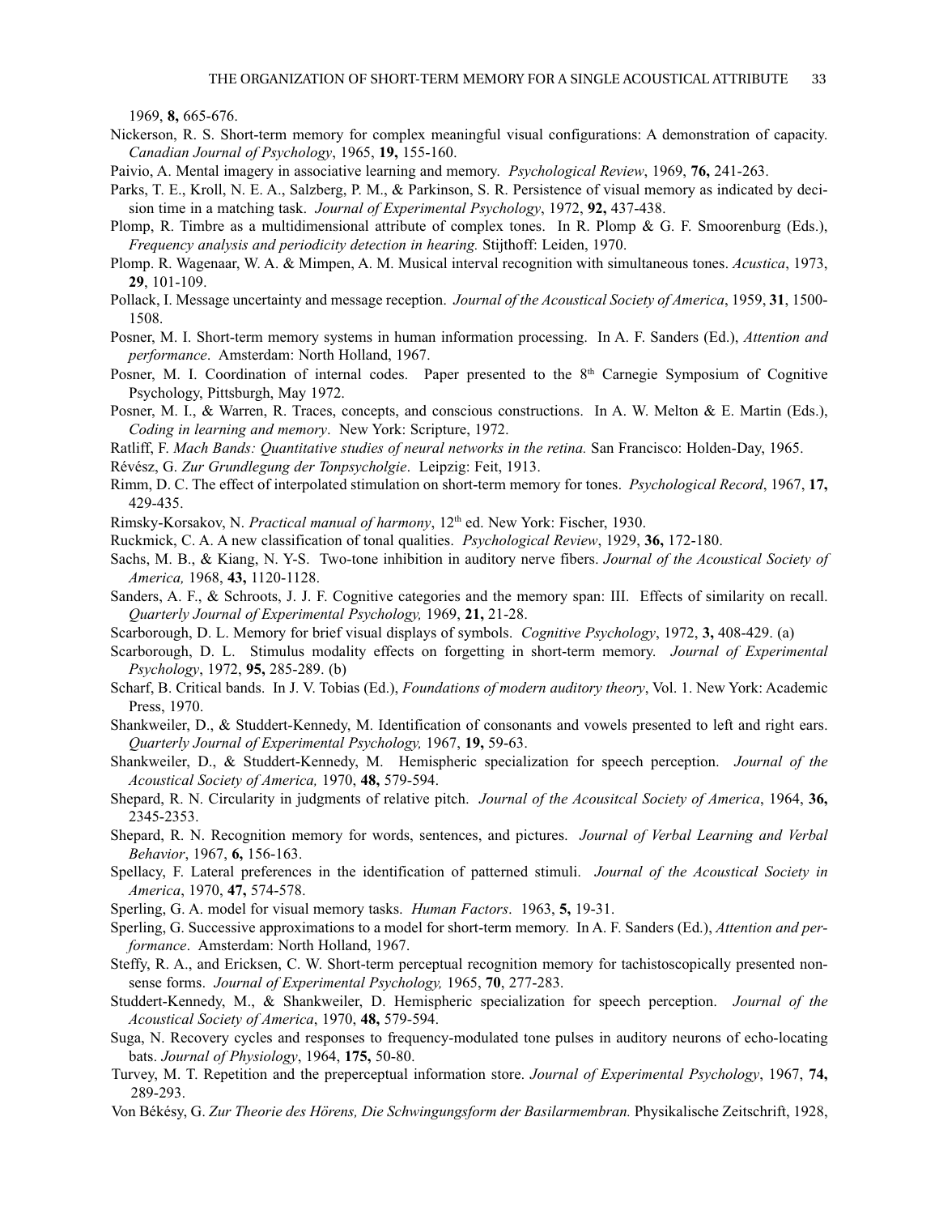1969, **8,** 665-676.

Nickerson, R. S. Short-term memory for complex meaningful visual configurations: A demonstration of capacity. *Canadian Journal of Psychology*, 1965, **19,** 155-160.

Paivio, A. Mental imagery in associative learning and memory. *Psychological Review*, 1969, **76,** 241-263.

Parks, T. E., Kroll, N. E. A., Salzberg, P. M., & Parkinson, S. R. Persistence of visual memory as indicated by decision time in a matching task. *Journal of Experimental Psychology*, 1972, **92,** 437-438.

Plomp, R. Timbre as a multidimensional attribute of complex tones. In R. Plomp & G. F. Smoorenburg (Eds.), *Frequency analysis and periodicity detection in hearing.* Stijthoff: Leiden, 1970.

Plomp. R. Wagenaar, W. A. & Mimpen, A. M. Musical interval recognition with simultaneous tones. *Acustica*, 1973, **29**, 101-109.

Pollack, I. Message uncertainty and message reception. *Journal of the Acoustical Society of America*, 1959, **31**, 1500-1508.

Posner, M. I. Short-term memory systems in human information processing. In A. F. Sanders (Ed.), *Attention and performance*. Amsterdam: North Holland, 1967.

Posner, M. I. Coordination of internal codes. Paper presented to the 8th Carnegie Symposium of Cognitive Psychology, Pittsburgh, May 1972.

Posner, M. I., & Warren, R. Traces, concepts, and conscious constructions. In A. W. Melton & E. Martin (Eds.), *Coding in learning and memory*. New York: Scripture, 1972.

Ratliff, F. *Mach Bands: Quantitative studies of neural networks in the retina.* San Francisco: Holden-Day, 1965.

Révész, G. *Zur Grundlegung der Tonpsycholgie*. Leipzig: Feit, 1913.

Rimm, D. C. The effect of interpolated stimulation on short-term memory for tones. *Psychological Record*, 1967, **17,** 429-435.

Rimsky-Korsakov, N. *Practical manual of harmony*, 12th ed. New York: Fischer, 1930.

Ruckmick, C. A. A new classification of tonal qualities. *Psychological Review*, 1929, **36,** 172-180.

Sachs, M. B., & Kiang, N. Y-S. Two-tone inhibition in auditory nerve fibers. *Journal of the Acoustical Society of America,* 1968, **43,** 1120-1128.

Sanders, A. F., & Schroots, J. J. F. Cognitive categories and the memory span: III. Effects of similarity on recall. *Quarterly Journal of Experimental Psychology,* 1969, **21,** 21-28.

Scarborough, D. L. Memory for brief visual displays of symbols. *Cognitive Psychology*, 1972, **3,** 408-429. (a)

Scarborough, D. L. Stimulus modality effects on forgetting in short-term memory. *Journal of Experimental Psychology*, 1972, **95,** 285-289. (b)

Scharf, B. Critical bands. In J. V. Tobias (Ed.), *Foundations of modern auditory theory*, Vol. 1. New York: Academic Press, 1970.

Shankweiler, D., & Studdert-Kennedy, M. Identification of consonants and vowels presented to left and right ears. *Quarterly Journal of Experimental Psychology,* 1967, **19,** 59-63.

Shankweiler, D., & Studdert-Kennedy, M. Hemispheric specialization for speech perception. *Journal of the Acoustical Society of America,* 1970, **48,** 579-594.

Shepard, R. N. Circularity in judgments of relative pitch. *Journal of the Acousitcal Society of America*, 1964, **36,** 2345-2353.

Shepard, R. N. Recognition memory for words, sentences, and pictures. *Journal of Verbal Learning and Verbal Behavior*, 1967, **6,** 156-163.

Spellacy, F. Lateral preferences in the identification of patterned stimuli. *Journal of the Acoustical Society in America*, 1970, **47,** 574-578.

Sperling, G. A. model for visual memory tasks. *Human Factors*. 1963, **5,** 19-31.

Sperling, G. Successive approximations to a model for short-term memory. In A. F. Sanders (Ed.), *Attention and performance*. Amsterdam: North Holland, 1967.

Steffy, R. A., and Ericksen, C. W. Short-term perceptual recognition memory for tachistoscopically presented nonsense forms. *Journal of Experimental Psychology,* 1965, **70**, 277-283.

Studdert-Kennedy, M., & Shankweiler, D. Hemispheric specialization for speech perception. *Journal of the Acoustical Society of America*, 1970, **48,** 579-594.

Suga, N. Recovery cycles and responses to frequency-modulated tone pulses in auditory neurons of echo-locating bats. *Journal of Physiology*, 1964, **175,** 50-80.

Turvey, M. T. Repetition and the preperceptual information store. *Journal of Experimental Psychology*, 1967, **74,** 289-293.

Von Békésy, G. *Zur Theorie des Hörens, Die Schwingungsform der Basilarmembran.* Physikalische Zeitschrift, 1928,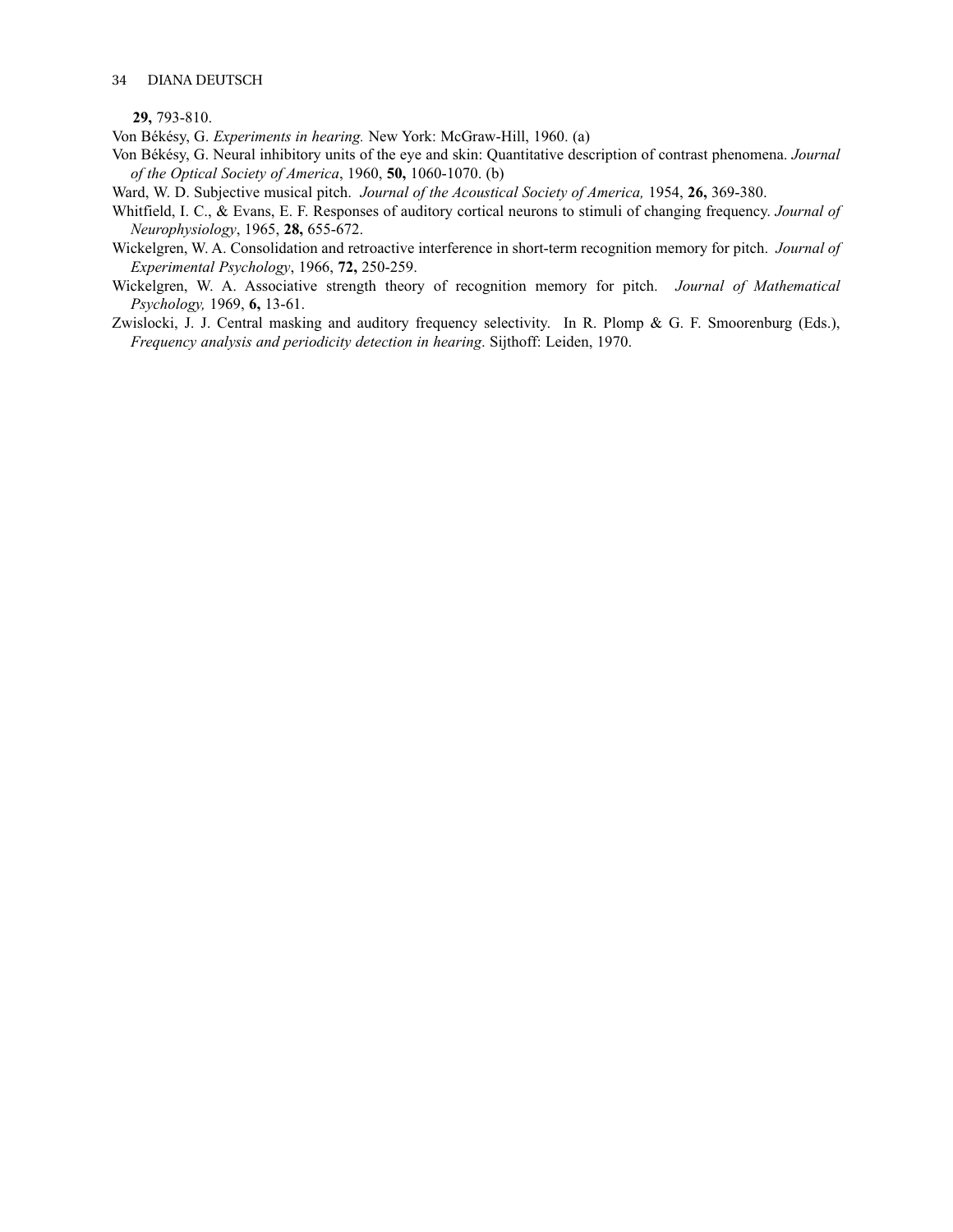**29,** 793-810.

Von Békésy, G. *Experiments in hearing.* New York: McGraw-Hill, 1960. (a)

Von Békésy, G. Neural inhibitory units of the eye and skin: Quantitative description of contrast phenomena. *Journal of the Optical Society of America*, 1960, **50,** 1060-1070. (b)

Ward, W. D. Subjective musical pitch. *Journal of the Acoustical Society of America,* 1954, **26,** 369-380.

Whitfield, I. C., & Evans, E. F. Responses of auditory cortical neurons to stimuli of changing frequency. *Journal of Neurophysiology*, 1965, **28,** 655-672.

Wickelgren, W. A. Consolidation and retroactive interference in short-term recognition memory for pitch. *Journal of Experimental Psychology*, 1966, **72,** 250-259.

Wickelgren, W. A. Associative strength theory of recognition memory for pitch. *Journal of Mathematical Psychology,* 1969, **6,** 13-61.

Zwislocki, J. J. Central masking and auditory frequency selectivity. In R. Plomp & G. F. Smoorenburg (Eds.), *Frequency analysis and periodicity detection in hearing*. Sijthoff: Leiden, 1970.